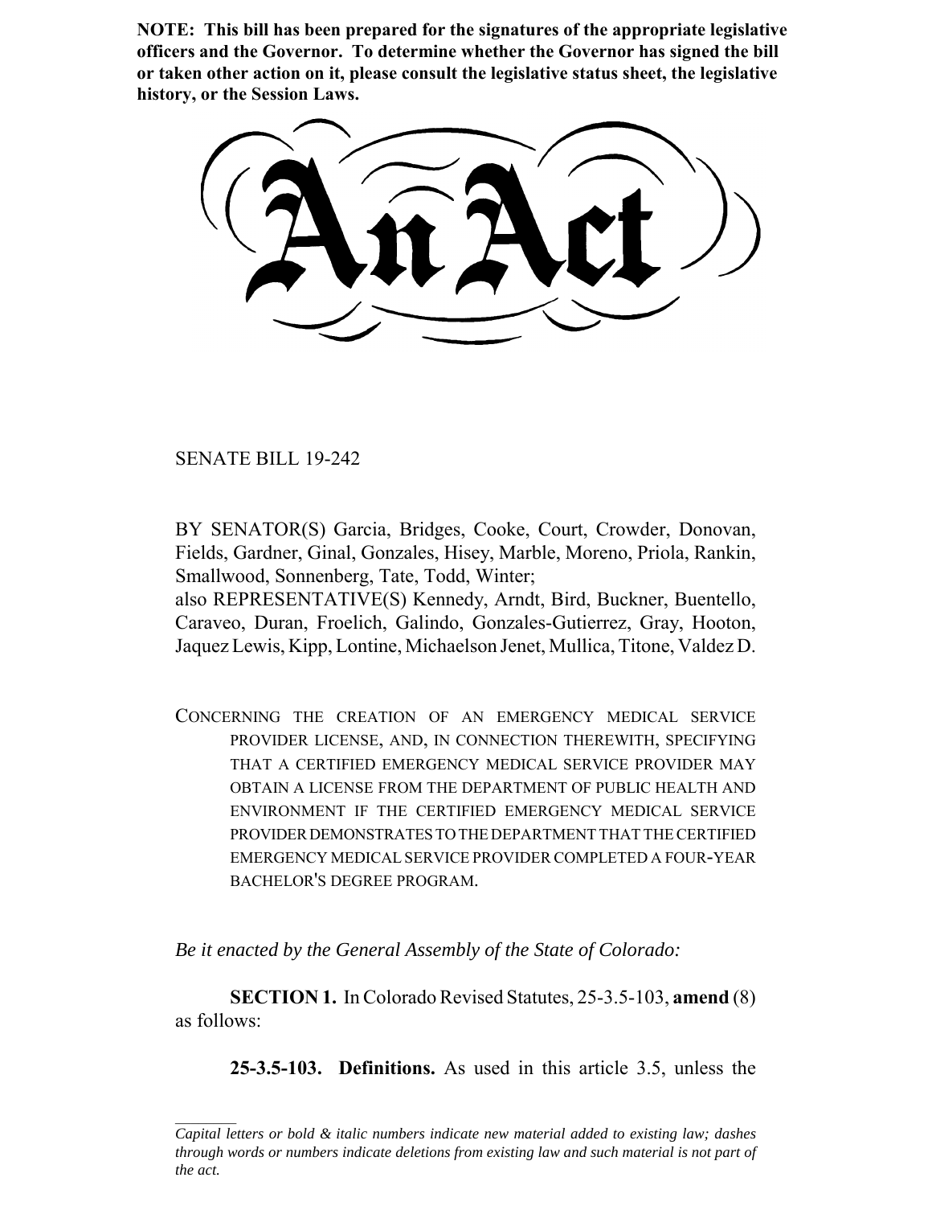**NOTE: This bill has been prepared for the signatures of the appropriate legislative officers and the Governor. To determine whether the Governor has signed the bill or taken other action on it, please consult the legislative status sheet, the legislative history, or the Session Laws.**

# An Act

SENATE BILL 19-242

BY SENATOR(S) Garcia, Bridges, Cooke, Court, Crowder, Donovan, Fields, Gardner, Ginal, Gonzales, Hisey, Marble, Moreno, Priola, Rankin, Smallwood, Sonnenberg, Tate, Todd, Winter;
also REPRESENTATIVE(S) Kennedy, Arndt, Bird, Buckner, Buentello, Caraveo, Duran, Froelich, Galindo, Gonzales-Gutierrez, Gray, Hooton, Jaquez Lewis, Kipp, Lontine, Michaelson Jenet, Mullica, Titone, Valdez D.

CONCERNING THE CREATION OF AN EMERGENCY MEDICAL SERVICE PROVIDER LICENSE, AND, IN CONNECTION THEREWITH, SPECIFYING THAT A CERTIFIED EMERGENCY MEDICAL SERVICE PROVIDER MAY OBTAIN A LICENSE FROM THE DEPARTMENT OF PUBLIC HEALTH AND ENVIRONMENT IF THE CERTIFIED EMERGENCY MEDICAL SERVICE PROVIDER DEMONSTRATES TO THE DEPARTMENT THAT THE CERTIFIED EMERGENCY MEDICAL SERVICE PROVIDER COMPLETED A FOUR-YEAR BACHELOR'S DEGREE PROGRAM.

*Be it enacted by the General Assembly of the State of Colorado:*

**SECTION 1.** In Colorado Revised Statutes, 25-3.5-103, **amend** (8) as follows:

**25-3.5-103. Definitions.** As used in this article 3.5, unless the

*Capital letters or bold & italic numbers indicate new material added to existing law; dashes through words or numbers indicate deletions from existing law and such material is not part of the act.*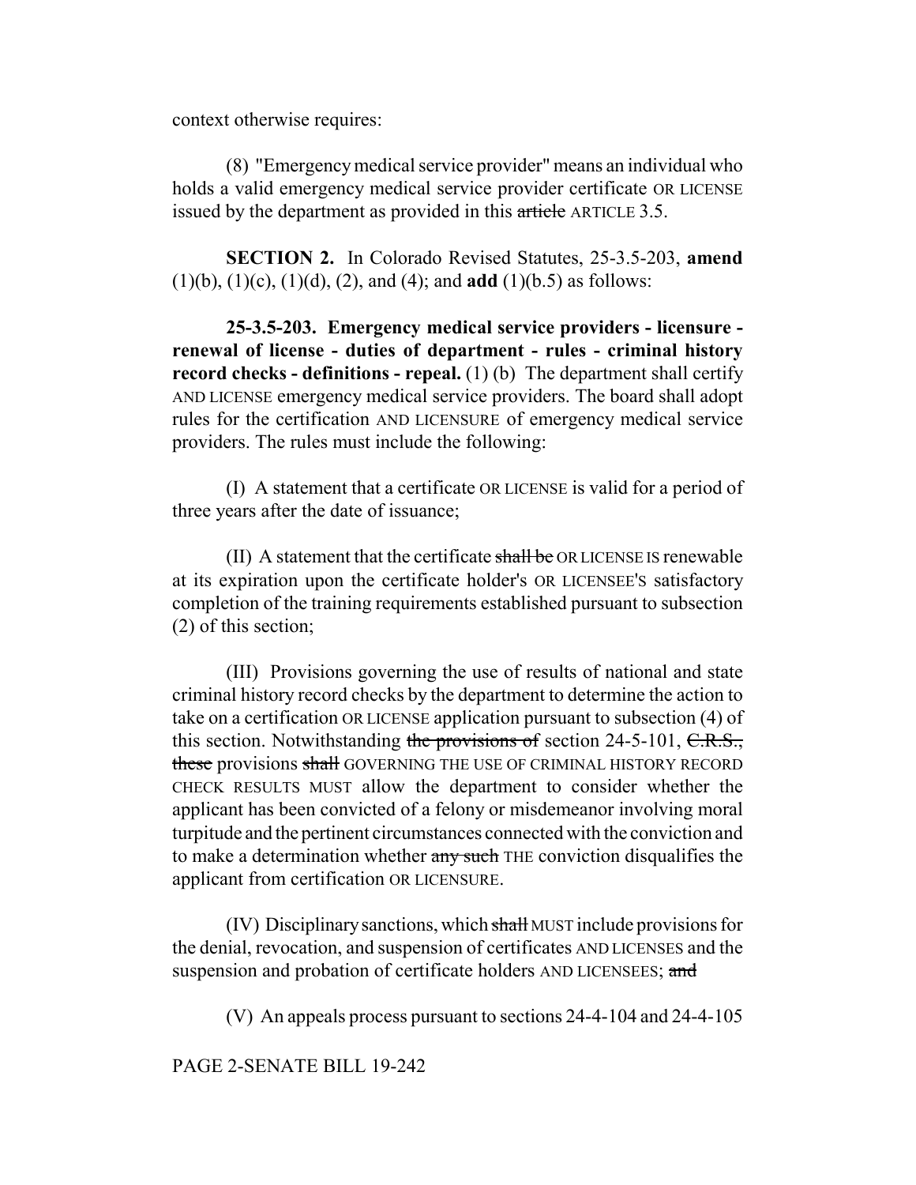context otherwise requires:

(8) "Emergency medical service provider" means an individual who holds a valid emergency medical service provider certificate OR LICENSE issued by the department as provided in this ~~article~~ ARTICLE 3.5.

**SECTION 2.** In Colorado Revised Statutes, 25-3.5-203, **amend** (1)(b), (1)(c), (1)(d), (2), and (4); and **add** (1)(b.5) as follows:

**25-3.5-203. Emergency medical service providers - licensure - renewal of license - duties of department - rules - criminal history record checks - definitions - repeal.** (1) (b) The department shall certify AND LICENSE emergency medical service providers. The board shall adopt rules for the certification AND LICENSURE of emergency medical service providers. The rules must include the following:

(I) A statement that a certificate OR LICENSE is valid for a period of three years after the date of issuance;

(II) A statement that the certificate ~~shall be~~ OR LICENSE IS renewable at its expiration upon the certificate holder's OR LICENSEE'S satisfactory completion of the training requirements established pursuant to subsection (2) of this section;

(III) Provisions governing the use of results of national and state criminal history record checks by the department to determine the action to take on a certification OR LICENSE application pursuant to subsection (4) of this section. Notwithstanding ~~the provisions of~~ section 24-5-101, ~~C.R.S., these~~ provisions ~~shall~~ GOVERNING THE USE OF CRIMINAL HISTORY RECORD CHECK RESULTS MUST allow the department to consider whether the applicant has been convicted of a felony or misdemeanor involving moral turpitude and the pertinent circumstances connected with the conviction and to make a determination whether ~~any such~~ THE conviction disqualifies the applicant from certification OR LICENSURE.

(IV) Disciplinary sanctions, which ~~shall~~ MUST include provisions for the denial, revocation, and suspension of certificates AND LICENSES and the suspension and probation of certificate holders AND LICENSEES; ~~and~~

(V) An appeals process pursuant to sections 24-4-104 and 24-4-105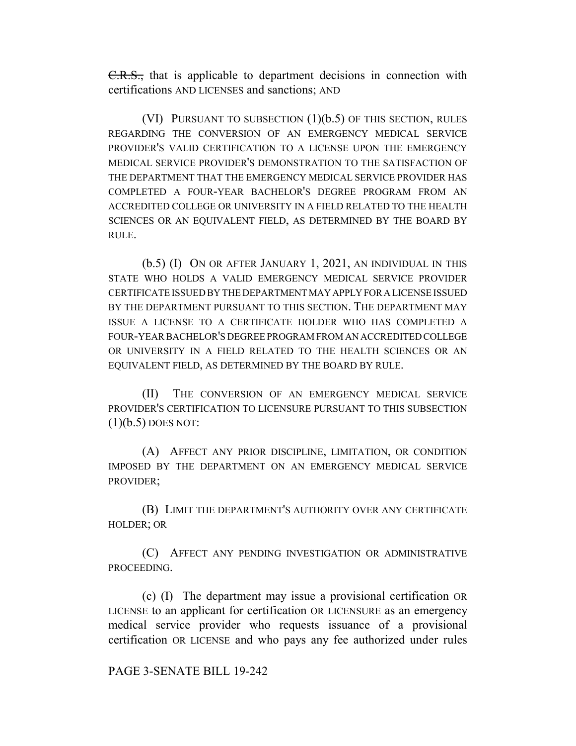~~C.R.S.,~~ that is applicable to department decisions in connection with certifications AND LICENSES and sanctions; AND

(VI) PURSUANT TO SUBSECTION (1)(b.5) OF THIS SECTION, RULES REGARDING THE CONVERSION OF AN EMERGENCY MEDICAL SERVICE PROVIDER'S VALID CERTIFICATION TO A LICENSE UPON THE EMERGENCY MEDICAL SERVICE PROVIDER'S DEMONSTRATION TO THE SATISFACTION OF THE DEPARTMENT THAT THE EMERGENCY MEDICAL SERVICE PROVIDER HAS COMPLETED A FOUR-YEAR BACHELOR'S DEGREE PROGRAM FROM AN ACCREDITED COLLEGE OR UNIVERSITY IN A FIELD RELATED TO THE HEALTH SCIENCES OR AN EQUIVALENT FIELD, AS DETERMINED BY THE BOARD BY RULE.

(b.5) (I) ON OR AFTER JANUARY 1, 2021, AN INDIVIDUAL IN THIS STATE WHO HOLDS A VALID EMERGENCY MEDICAL SERVICE PROVIDER CERTIFICATE ISSUED BY THE DEPARTMENT MAY APPLY FOR A LICENSE ISSUED BY THE DEPARTMENT PURSUANT TO THIS SECTION. THE DEPARTMENT MAY ISSUE A LICENSE TO A CERTIFICATE HOLDER WHO HAS COMPLETED A FOUR-YEAR BACHELOR'S DEGREE PROGRAM FROM AN ACCREDITED COLLEGE OR UNIVERSITY IN A FIELD RELATED TO THE HEALTH SCIENCES OR AN EQUIVALENT FIELD, AS DETERMINED BY THE BOARD BY RULE.

(II) THE CONVERSION OF AN EMERGENCY MEDICAL SERVICE PROVIDER'S CERTIFICATION TO LICENSURE PURSUANT TO THIS SUBSECTION (1)(b.5) DOES NOT:

(A) AFFECT ANY PRIOR DISCIPLINE, LIMITATION, OR CONDITION IMPOSED BY THE DEPARTMENT ON AN EMERGENCY MEDICAL SERVICE PROVIDER;

(B) LIMIT THE DEPARTMENT'S AUTHORITY OVER ANY CERTIFICATE HOLDER; OR

(C) AFFECT ANY PENDING INVESTIGATION OR ADMINISTRATIVE PROCEEDING.

(c) (I) The department may issue a provisional certification OR LICENSE to an applicant for certification OR LICENSURE as an emergency medical service provider who requests issuance of a provisional certification OR LICENSE and who pays any fee authorized under rules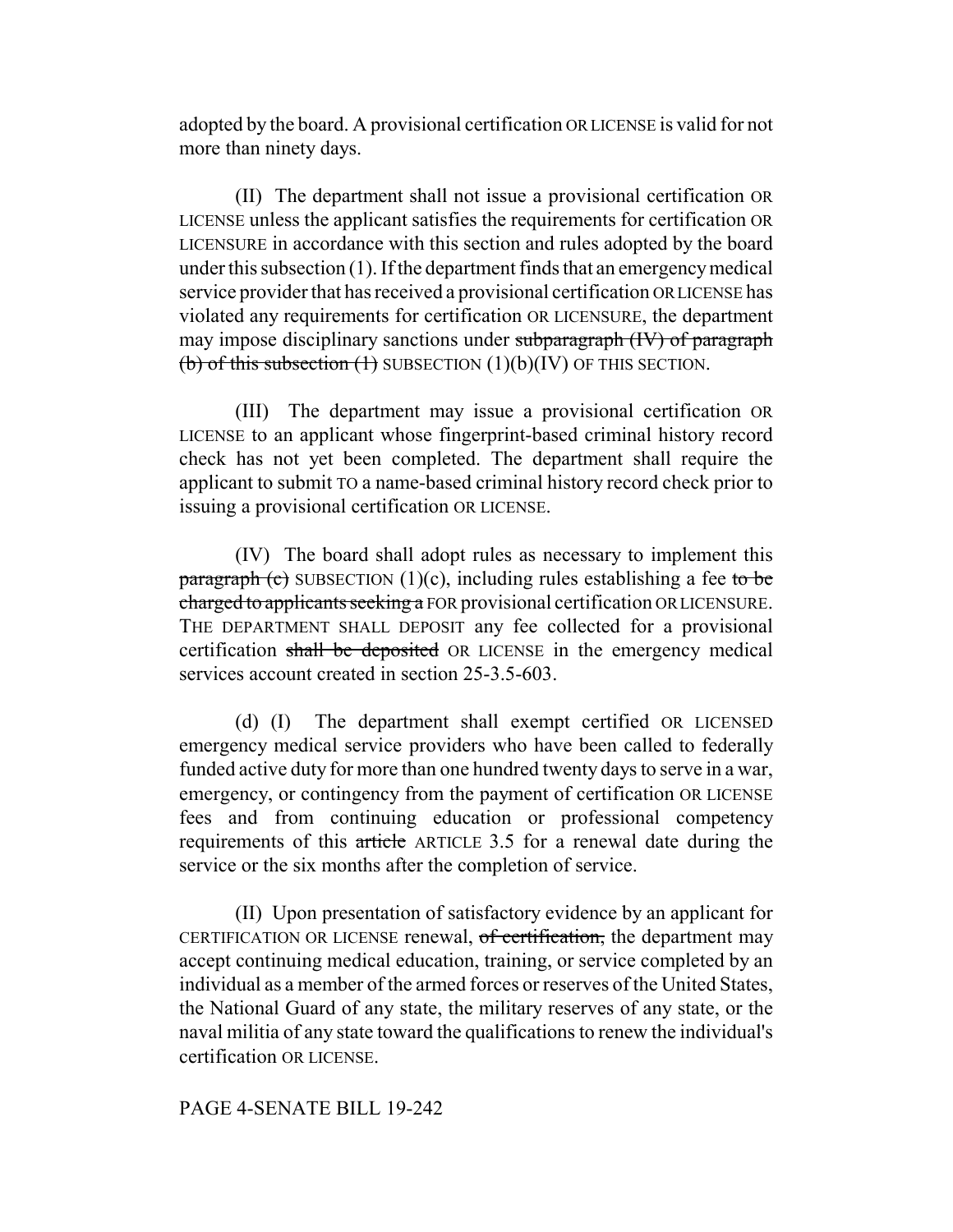adopted by the board. A provisional certification OR LICENSE is valid for not more than ninety days.

(II) The department shall not issue a provisional certification OR LICENSE unless the applicant satisfies the requirements for certification OR LICENSURE in accordance with this section and rules adopted by the board under this subsection (1). If the department finds that an emergency medical service provider that has received a provisional certification OR LICENSE has violated any requirements for certification OR LICENSURE, the department may impose disciplinary sanctions under ~~subparagraph (IV) of paragraph (b) of this subsection (1)~~ SUBSECTION (1)(b)(IV) OF THIS SECTION.

(III) The department may issue a provisional certification OR LICENSE to an applicant whose fingerprint-based criminal history record check has not yet been completed. The department shall require the applicant to submit TO a name-based criminal history record check prior to issuing a provisional certification OR LICENSE.

(IV) The board shall adopt rules as necessary to implement this ~~paragraph (c)~~ SUBSECTION (1)(c), including rules establishing a fee ~~to be charged to applicants seeking a~~ FOR provisional certification OR LICENSURE. THE DEPARTMENT SHALL DEPOSIT any fee collected for a provisional certification ~~shall be deposited~~ OR LICENSE in the emergency medical services account created in section 25-3.5-603.

(d) (I) The department shall exempt certified OR LICENSED emergency medical service providers who have been called to federally funded active duty for more than one hundred twenty days to serve in a war, emergency, or contingency from the payment of certification OR LICENSE fees and from continuing education or professional competency requirements of this ~~article~~ ARTICLE 3.5 for a renewal date during the service or the six months after the completion of service.

(II) Upon presentation of satisfactory evidence by an applicant for CERTIFICATION OR LICENSE renewal, ~~of certification,~~ the department may accept continuing medical education, training, or service completed by an individual as a member of the armed forces or reserves of the United States, the National Guard of any state, the military reserves of any state, or the naval militia of any state toward the qualifications to renew the individual's certification OR LICENSE.

PAGE 4-SENATE BILL 19-242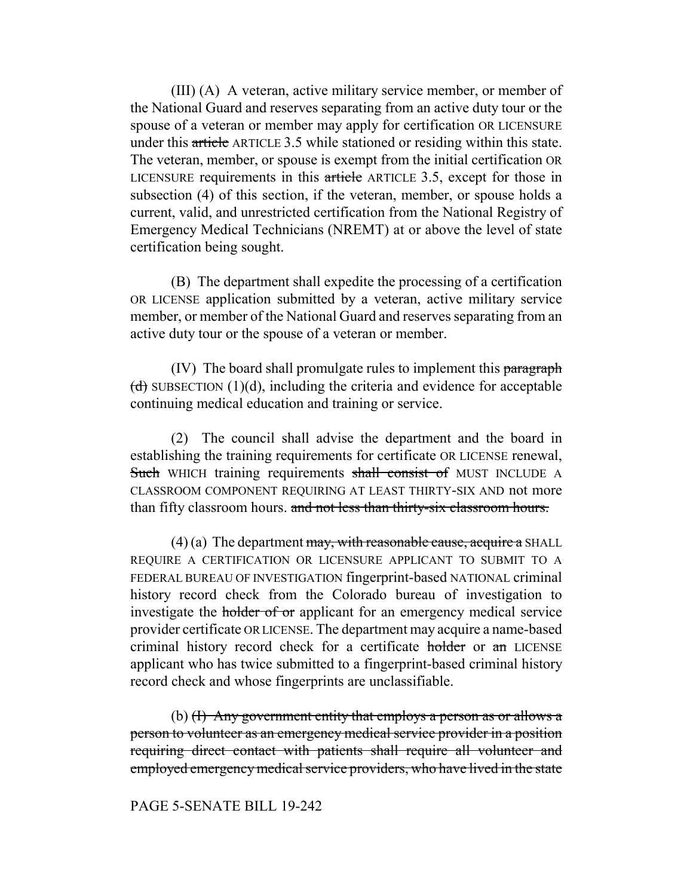(III) (A) A veteran, active military service member, or member of the National Guard and reserves separating from an active duty tour or the spouse of a veteran or member may apply for certification OR LICENSURE under this ~~article~~ ARTICLE 3.5 while stationed or residing within this state. The veteran, member, or spouse is exempt from the initial certification OR LICENSURE requirements in this ~~article~~ ARTICLE 3.5, except for those in subsection (4) of this section, if the veteran, member, or spouse holds a current, valid, and unrestricted certification from the National Registry of Emergency Medical Technicians (NREMT) at or above the level of state certification being sought.

(B) The department shall expedite the processing of a certification OR LICENSE application submitted by a veteran, active military service member, or member of the National Guard and reserves separating from an active duty tour or the spouse of a veteran or member.

(IV) The board shall promulgate rules to implement this ~~paragraph (d)~~ SUBSECTION (1)(d), including the criteria and evidence for acceptable continuing medical education and training or service.

(2) The council shall advise the department and the board in establishing the training requirements for certificate OR LICENSE renewal, ~~Such~~ WHICH training requirements ~~shall consist of~~ MUST INCLUDE A CLASSROOM COMPONENT REQUIRING AT LEAST THIRTY-SIX AND not more than fifty classroom hours. ~~and not less than thirty-six classroom hours.~~

(4) (a) The department ~~may, with reasonable cause, acquire a~~ SHALL REQUIRE A CERTIFICATION OR LICENSURE APPLICANT TO SUBMIT TO A FEDERAL BUREAU OF INVESTIGATION fingerprint-based NATIONAL criminal history record check from the Colorado bureau of investigation to investigate the ~~holder of or~~ applicant for an emergency medical service provider certificate OR LICENSE. The department may acquire a name-based criminal history record check for a certificate ~~holder~~ or ~~an~~ LICENSE applicant who has twice submitted to a fingerprint-based criminal history record check and whose fingerprints are unclassifiable.

(b) ~~(I) Any government entity that employs a person as or allows a person to volunteer as an emergency medical service provider in a position requiring direct contact with patients shall require all volunteer and employed emergency medical service providers, who have lived in the state~~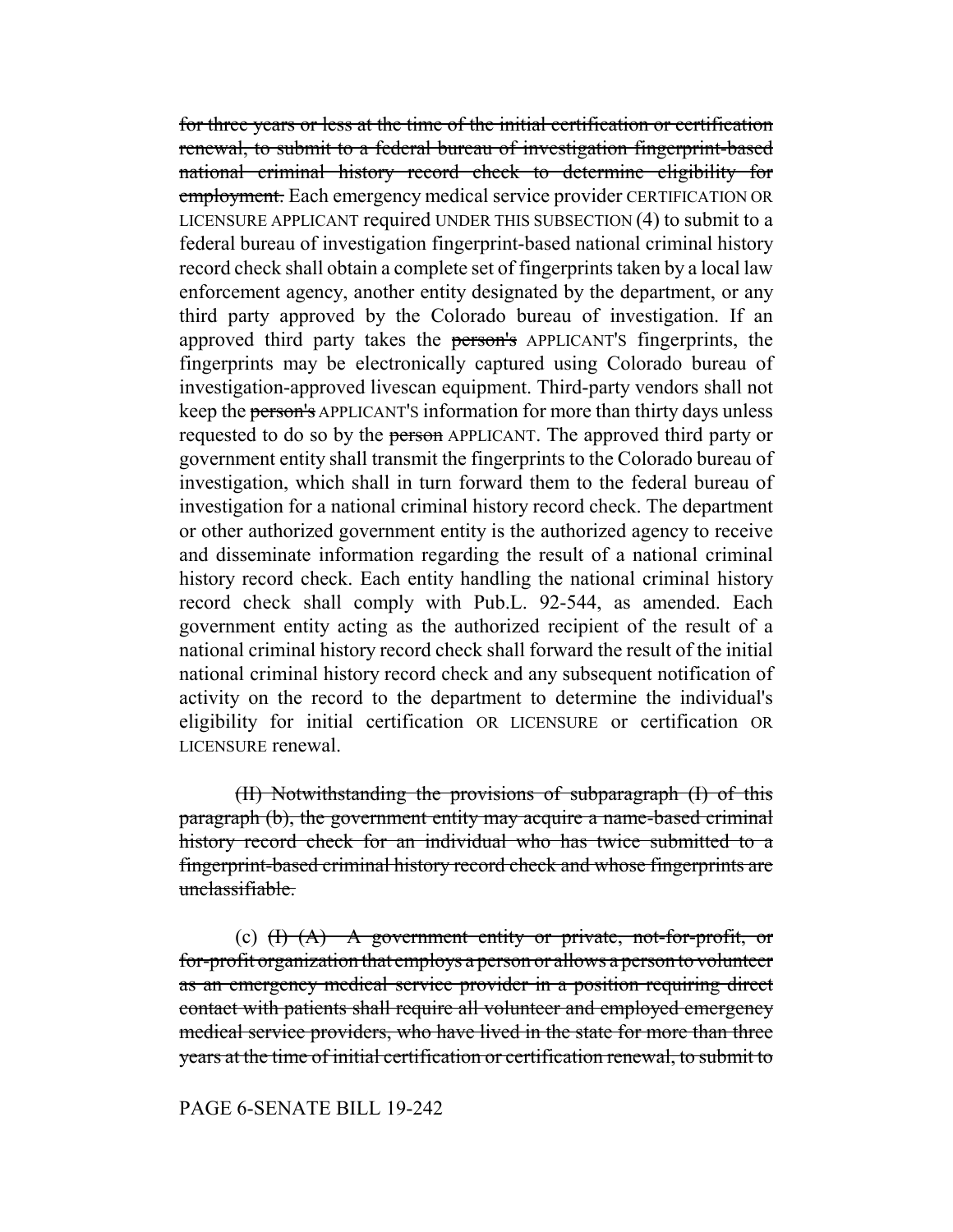~~for three years or less at the time of the initial certification or certification renewal, to submit to a federal bureau of investigation fingerprint-based national criminal history record check to determine eligibility for employment.~~ Each emergency medical service provider CERTIFICATION OR LICENSURE APPLICANT required UNDER THIS SUBSECTION (4) to submit to a federal bureau of investigation fingerprint-based national criminal history record check shall obtain a complete set of fingerprints taken by a local law enforcement agency, another entity designated by the department, or any third party approved by the Colorado bureau of investigation. If an approved third party takes the ~~person's~~ APPLICANT'S fingerprints, the fingerprints may be electronically captured using Colorado bureau of investigation-approved livescan equipment. Third-party vendors shall not keep the ~~person's~~ APPLICANT'S information for more than thirty days unless requested to do so by the ~~person~~ APPLICANT. The approved third party or government entity shall transmit the fingerprints to the Colorado bureau of investigation, which shall in turn forward them to the federal bureau of investigation for a national criminal history record check. The department or other authorized government entity is the authorized agency to receive and disseminate information regarding the result of a national criminal history record check. Each entity handling the national criminal history record check shall comply with Pub.L. 92-544, as amended. Each government entity acting as the authorized recipient of the result of a national criminal history record check shall forward the result of the initial national criminal history record check and any subsequent notification of activity on the record to the department to determine the individual's eligibility for initial certification OR LICENSURE or certification OR LICENSURE renewal.

~~(II) Notwithstanding the provisions of subparagraph (I) of this paragraph (b), the government entity may acquire a name-based criminal history record check for an individual who has twice submitted to a fingerprint-based criminal history record check and whose fingerprints are unclassifiable.~~

(c) ~~(I) (A) A government entity or private, not-for-profit, or for-profit organization that employs a person or allows a person to volunteer as an emergency medical service provider in a position requiring direct contact with patients shall require all volunteer and employed emergency medical service providers, who have lived in the state for more than three years at the time of initial certification or certification renewal, to submit to~~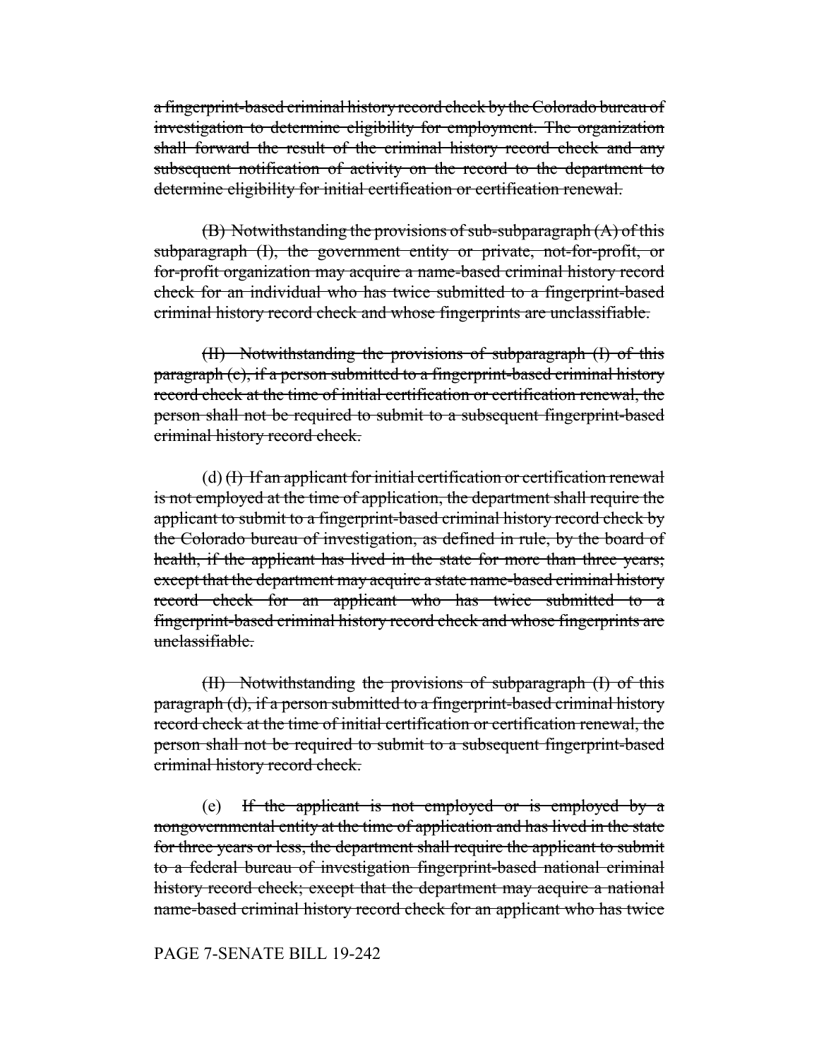~~a fingerprint-based criminal history record check by the Colorado bureau of investigation to determine eligibility for employment. The organization shall forward the result of the criminal history record check and any subsequent notification of activity on the record to the department to determine eligibility for initial certification or certification renewal.~~

~~(B) Notwithstanding the provisions of sub-subparagraph (A) of this subparagraph (I), the government entity or private, not-for-profit, or for-profit organization may acquire a name-based criminal history record check for an individual who has twice submitted to a fingerprint-based criminal history record check and whose fingerprints are unclassifiable.~~

~~(II) Notwithstanding the provisions of subparagraph (I) of this paragraph (c), if a person submitted to a fingerprint-based criminal history record check at the time of initial certification or certification renewal, the person shall not be required to submit to a subsequent fingerprint-based criminal history record check.~~

(d) ~~(I) If an applicant for initial certification or certification renewal is not employed at the time of application, the department shall require the applicant to submit to a fingerprint-based criminal history record check by the Colorado bureau of investigation, as defined in rule, by the board of health, if the applicant has lived in the state for more than three years; except that the department may acquire a state name-based criminal history record check for an applicant who has twice submitted to a fingerprint-based criminal history record check and whose fingerprints are unclassifiable.~~

~~(II) Notwithstanding the provisions of subparagraph (I) of this paragraph (d), if a person submitted to a fingerprint-based criminal history record check at the time of initial certification or certification renewal, the person shall not be required to submit to a subsequent fingerprint-based criminal history record check.~~

(e) ~~If the applicant is not employed or is employed by a nongovernmental entity at the time of application and has lived in the state for three years or less, the department shall require the applicant to submit to a federal bureau of investigation fingerprint-based national criminal history record check; except that the department may acquire a national name-based criminal history record check for an applicant who has twice~~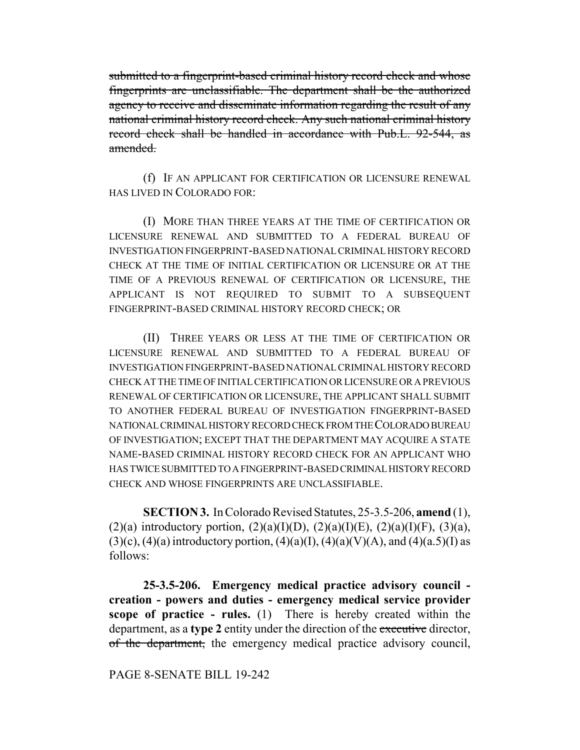~~submitted to a fingerprint-based criminal history record check and whose fingerprints are unclassifiable. The department shall be the authorized agency to receive and disseminate information regarding the result of any national criminal history record check. Any such national criminal history record check shall be handled in accordance with Pub.L. 92-544, as amended.~~

(f) IF AN APPLICANT FOR CERTIFICATION OR LICENSURE RENEWAL HAS LIVED IN COLORADO FOR:

(I) MORE THAN THREE YEARS AT THE TIME OF CERTIFICATION OR LICENSURE RENEWAL AND SUBMITTED TO A FEDERAL BUREAU OF INVESTIGATION FINGERPRINT-BASED NATIONAL CRIMINAL HISTORY RECORD CHECK AT THE TIME OF INITIAL CERTIFICATION OR LICENSURE OR AT THE TIME OF A PREVIOUS RENEWAL OF CERTIFICATION OR LICENSURE, THE APPLICANT IS NOT REQUIRED TO SUBMIT TO A SUBSEQUENT FINGERPRINT-BASED CRIMINAL HISTORY RECORD CHECK; OR

(II) THREE YEARS OR LESS AT THE TIME OF CERTIFICATION OR LICENSURE RENEWAL AND SUBMITTED TO A FEDERAL BUREAU OF INVESTIGATION FINGERPRINT-BASED NATIONAL CRIMINAL HISTORY RECORD CHECK AT THE TIME OF INITIAL CERTIFICATION OR LICENSURE OR A PREVIOUS RENEWAL OF CERTIFICATION OR LICENSURE, THE APPLICANT SHALL SUBMIT TO ANOTHER FEDERAL BUREAU OF INVESTIGATION FINGERPRINT-BASED NATIONAL CRIMINAL HISTORY RECORD CHECK FROM THE COLORADO BUREAU OF INVESTIGATION; EXCEPT THAT THE DEPARTMENT MAY ACQUIRE A STATE NAME-BASED CRIMINAL HISTORY RECORD CHECK FOR AN APPLICANT WHO HAS TWICE SUBMITTED TO A FINGERPRINT-BASED CRIMINAL HISTORY RECORD CHECK AND WHOSE FINGERPRINTS ARE UNCLASSIFIABLE.

**SECTION 3.** In Colorado Revised Statutes, 25-3.5-206, **amend** (1), (2)(a) introductory portion, (2)(a)(I)(D), (2)(a)(I)(E), (2)(a)(I)(F), (3)(a), (3)(c), (4)(a) introductory portion, (4)(a)(I), (4)(a)(V)(A), and (4)(a.5)(I) as follows:

**25-3.5-206. Emergency medical practice advisory council - creation - powers and duties - emergency medical service provider scope of practice - rules.** (1) There is hereby created within the department, as a **type 2** entity under the direction of the ~~executive~~ director, ~~of the department,~~ the emergency medical practice advisory council,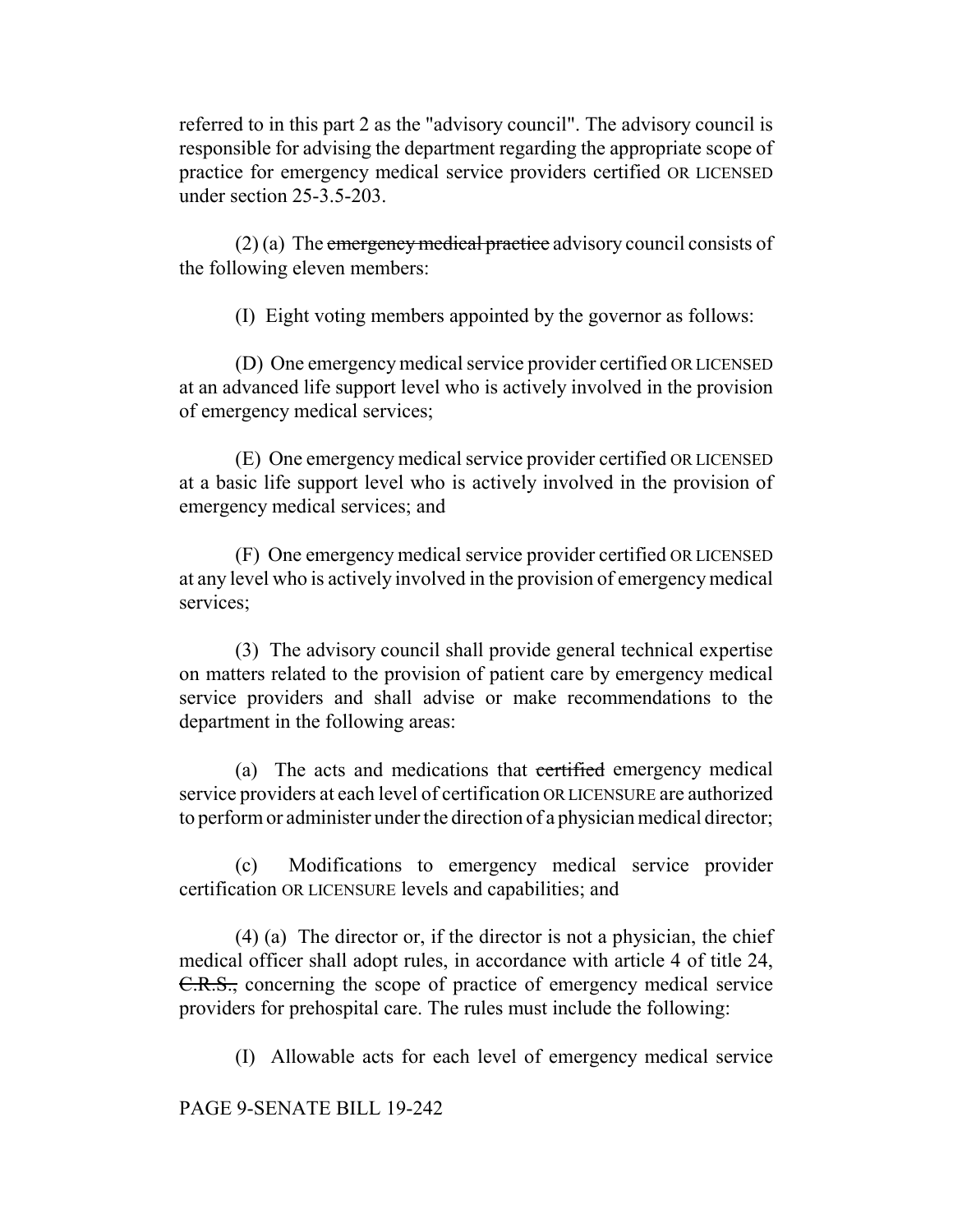referred to in this part 2 as the "advisory council". The advisory council is responsible for advising the department regarding the appropriate scope of practice for emergency medical service providers certified OR LICENSED under section 25-3.5-203.

(2) (a) The ~~emergency medical practice~~ advisory council consists of the following eleven members:

(I) Eight voting members appointed by the governor as follows:

(D) One emergency medical service provider certified OR LICENSED at an advanced life support level who is actively involved in the provision of emergency medical services;

(E) One emergency medical service provider certified OR LICENSED at a basic life support level who is actively involved in the provision of emergency medical services; and

(F) One emergency medical service provider certified OR LICENSED at any level who is actively involved in the provision of emergency medical services;

(3) The advisory council shall provide general technical expertise on matters related to the provision of patient care by emergency medical service providers and shall advise or make recommendations to the department in the following areas:

(a) The acts and medications that ~~certified~~ emergency medical service providers at each level of certification OR LICENSURE are authorized to perform or administer under the direction of a physician medical director;

(c) Modifications to emergency medical service provider certification OR LICENSURE levels and capabilities; and

(4) (a) The director or, if the director is not a physician, the chief medical officer shall adopt rules, in accordance with article 4 of title 24, ~~C.R.S.,~~ concerning the scope of practice of emergency medical service providers for prehospital care. The rules must include the following:

(I) Allowable acts for each level of emergency medical service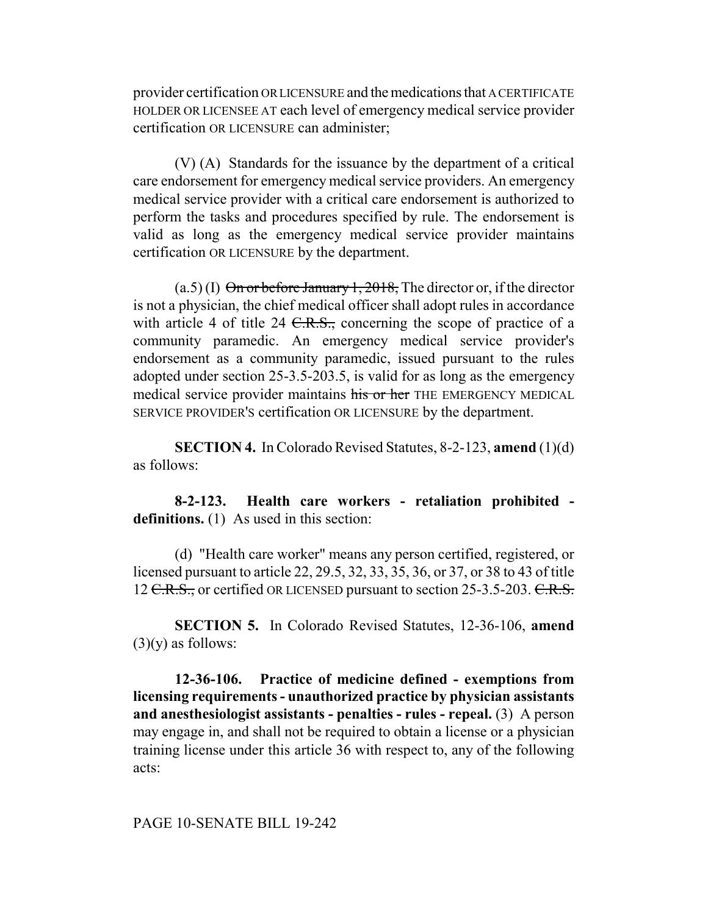provider certification OR LICENSURE and the medications that A CERTIFICATE HOLDER OR LICENSEE AT each level of emergency medical service provider certification OR LICENSURE can administer;

(V) (A) Standards for the issuance by the department of a critical care endorsement for emergency medical service providers. An emergency medical service provider with a critical care endorsement is authorized to perform the tasks and procedures specified by rule. The endorsement is valid as long as the emergency medical service provider maintains certification OR LICENSURE by the department.

(a.5) (I) ~~On or before January 1, 2018,~~ The director or, if the director is not a physician, the chief medical officer shall adopt rules in accordance with article 4 of title 24 ~~C.R.S.,~~ concerning the scope of practice of a community paramedic. An emergency medical service provider's endorsement as a community paramedic, issued pursuant to the rules adopted under section 25-3.5-203.5, is valid for as long as the emergency medical service provider maintains ~~his or her~~ THE EMERGENCY MEDICAL SERVICE PROVIDER'S certification OR LICENSURE by the department.

**SECTION 4.** In Colorado Revised Statutes, 8-2-123, **amend** (1)(d) as follows:

**8-2-123. Health care workers - retaliation prohibited - definitions.** (1) As used in this section:

(d) "Health care worker" means any person certified, registered, or licensed pursuant to article 22, 29.5, 32, 33, 35, 36, or 37, or 38 to 43 of title 12 ~~C.R.S.,~~ or certified OR LICENSED pursuant to section 25-3.5-203. ~~C.R.S.~~

**SECTION 5.** In Colorado Revised Statutes, 12-36-106, **amend** (3)(y) as follows:

**12-36-106. Practice of medicine defined - exemptions from licensing requirements - unauthorized practice by physician assistants and anesthesiologist assistants - penalties - rules - repeal.** (3) A person may engage in, and shall not be required to obtain a license or a physician training license under this article 36 with respect to, any of the following acts: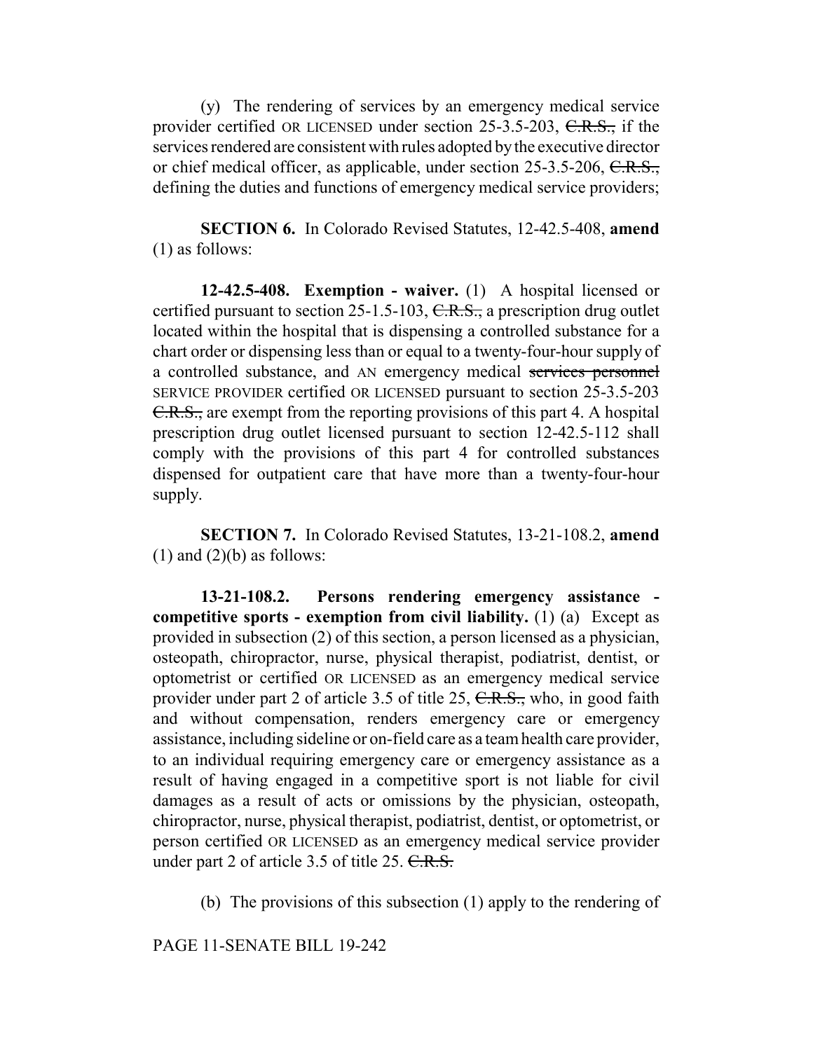(y) The rendering of services by an emergency medical service provider certified OR LICENSED under section 25-3.5-203, ~~C.R.S.,~~ if the services rendered are consistent with rules adopted by the executive director or chief medical officer, as applicable, under section 25-3.5-206, ~~C.R.S.,~~ defining the duties and functions of emergency medical service providers;

**SECTION 6.** In Colorado Revised Statutes, 12-42.5-408, **amend** (1) as follows:

**12-42.5-408. Exemption - waiver.** (1) A hospital licensed or certified pursuant to section 25-1.5-103, ~~C.R.S.,~~ a prescription drug outlet located within the hospital that is dispensing a controlled substance for a chart order or dispensing less than or equal to a twenty-four-hour supply of a controlled substance, and AN emergency medical ~~services personnel~~ SERVICE PROVIDER certified OR LICENSED pursuant to section 25-3.5-203 ~~C.R.S.,~~ are exempt from the reporting provisions of this part 4. A hospital prescription drug outlet licensed pursuant to section 12-42.5-112 shall comply with the provisions of this part 4 for controlled substances dispensed for outpatient care that have more than a twenty-four-hour supply.

**SECTION 7.** In Colorado Revised Statutes, 13-21-108.2, **amend** (1) and (2)(b) as follows:

**13-21-108.2. Persons rendering emergency assistance - competitive sports - exemption from civil liability.** (1) (a) Except as provided in subsection (2) of this section, a person licensed as a physician, osteopath, chiropractor, nurse, physical therapist, podiatrist, dentist, or optometrist or certified OR LICENSED as an emergency medical service provider under part 2 of article 3.5 of title 25, ~~C.R.S.,~~ who, in good faith and without compensation, renders emergency care or emergency assistance, including sideline or on-field care as a team health care provider, to an individual requiring emergency care or emergency assistance as a result of having engaged in a competitive sport is not liable for civil damages as a result of acts or omissions by the physician, osteopath, chiropractor, nurse, physical therapist, podiatrist, dentist, or optometrist, or person certified OR LICENSED as an emergency medical service provider under part 2 of article 3.5 of title 25. ~~C.R.S.~~

(b) The provisions of this subsection (1) apply to the rendering of

PAGE 11-SENATE BILL 19-242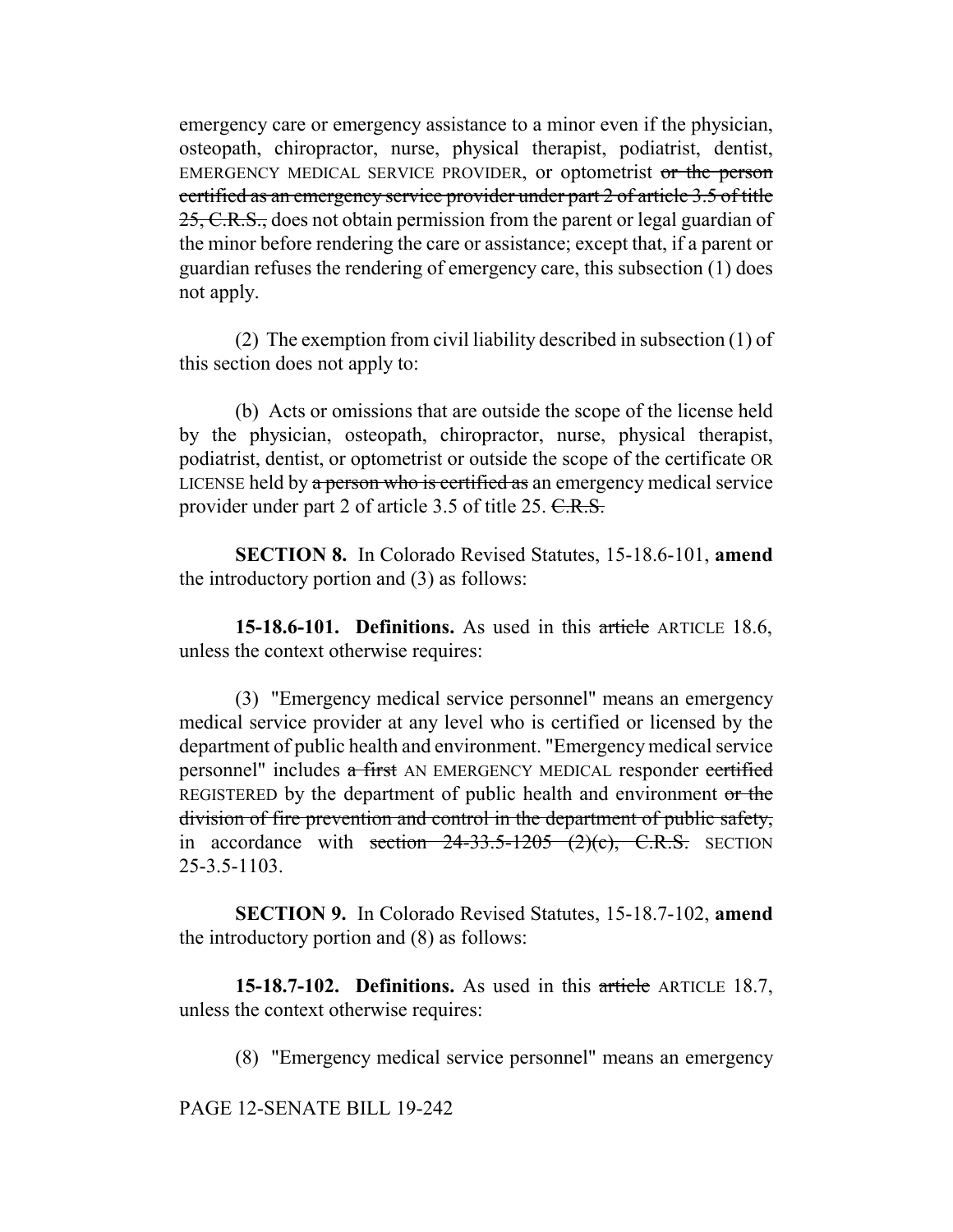emergency care or emergency assistance to a minor even if the physician, osteopath, chiropractor, nurse, physical therapist, podiatrist, dentist, EMERGENCY MEDICAL SERVICE PROVIDER, or optometrist ~~or the person certified as an emergency service provider under part 2 of article 3.5 of title 25, C.R.S.,~~ does not obtain permission from the parent or legal guardian of the minor before rendering the care or assistance; except that, if a parent or guardian refuses the rendering of emergency care, this subsection (1) does not apply.

(2) The exemption from civil liability described in subsection (1) of this section does not apply to:

(b) Acts or omissions that are outside the scope of the license held by the physician, osteopath, chiropractor, nurse, physical therapist, podiatrist, dentist, or optometrist or outside the scope of the certificate OR LICENSE held by ~~a person who is certified as~~ an emergency medical service provider under part 2 of article 3.5 of title 25. ~~C.R.S.~~

**SECTION 8.** In Colorado Revised Statutes, 15-18.6-101, **amend** the introductory portion and (3) as follows:

**15-18.6-101. Definitions.** As used in this ~~article~~ ARTICLE 18.6, unless the context otherwise requires:

(3) "Emergency medical service personnel" means an emergency medical service provider at any level who is certified or licensed by the department of public health and environment. "Emergency medical service personnel" includes ~~a first~~ AN EMERGENCY MEDICAL responder ~~certified~~ REGISTERED by the department of public health and environment ~~or the division of fire prevention and control in the department of public safety,~~ in accordance with ~~section 24-33.5-1205 (2)(c), C.R.S.~~ SECTION 25-3.5-1103.

**SECTION 9.** In Colorado Revised Statutes, 15-18.7-102, **amend** the introductory portion and (8) as follows:

**15-18.7-102. Definitions.** As used in this ~~article~~ ARTICLE 18.7, unless the context otherwise requires:

(8) "Emergency medical service personnel" means an emergency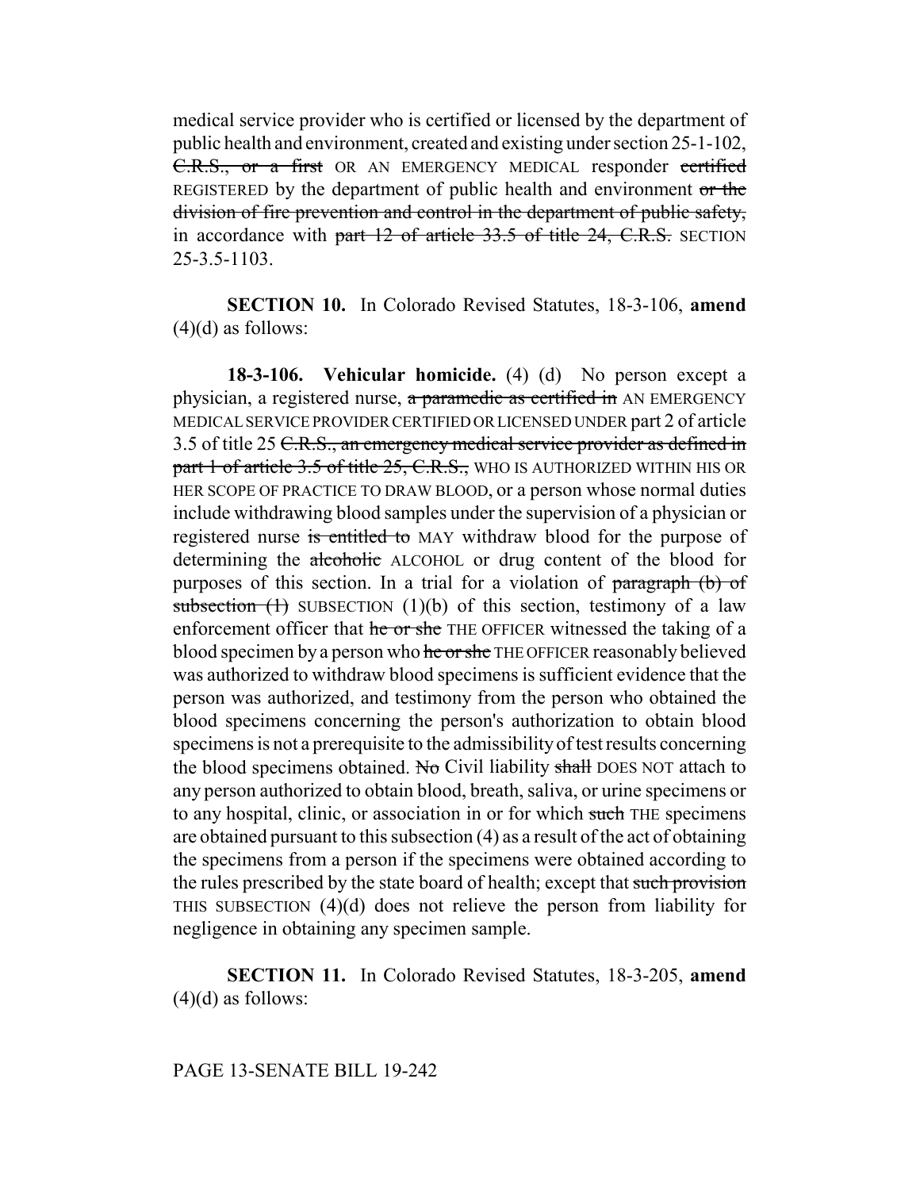medical service provider who is certified or licensed by the department of public health and environment, created and existing under section 25-1-102, ~~C.R.S., or a first~~ OR AN EMERGENCY MEDICAL responder ~~certified~~ REGISTERED by the department of public health and environment ~~or the division of fire prevention and control in the department of public safety,~~ in accordance with ~~part 12 of article 33.5 of title 24, C.R.S.~~ SECTION 25-3.5-1103.

**SECTION 10.** In Colorado Revised Statutes, 18-3-106, **amend** (4)(d) as follows:

**18-3-106. Vehicular homicide.** (4) (d) No person except a physician, a registered nurse, ~~a paramedic as certified in~~ AN EMERGENCY MEDICAL SERVICE PROVIDER CERTIFIED OR LICENSED UNDER part 2 of article 3.5 of title 25 ~~C.R.S., an emergency medical service provider as defined in part 1 of article 3.5 of title 25, C.R.S.,~~ WHO IS AUTHORIZED WITHIN HIS OR HER SCOPE OF PRACTICE TO DRAW BLOOD, or a person whose normal duties include withdrawing blood samples under the supervision of a physician or registered nurse ~~is entitled to~~ MAY withdraw blood for the purpose of determining the ~~alcoholic~~ ALCOHOL or drug content of the blood for purposes of this section. In a trial for a violation of ~~paragraph (b) of subsection (1)~~ SUBSECTION (1)(b) of this section, testimony of a law enforcement officer that ~~he or she~~ THE OFFICER witnessed the taking of a blood specimen by a person who ~~he or she~~ THE OFFICER reasonably believed was authorized to withdraw blood specimens is sufficient evidence that the person was authorized, and testimony from the person who obtained the blood specimens concerning the person's authorization to obtain blood specimens is not a prerequisite to the admissibility of test results concerning the blood specimens obtained. ~~No~~ Civil liability ~~shall~~ DOES NOT attach to any person authorized to obtain blood, breath, saliva, or urine specimens or to any hospital, clinic, or association in or for which ~~such~~ THE specimens are obtained pursuant to this subsection (4) as a result of the act of obtaining the specimens from a person if the specimens were obtained according to the rules prescribed by the state board of health; except that ~~such provision~~ THIS SUBSECTION (4)(d) does not relieve the person from liability for negligence in obtaining any specimen sample.

**SECTION 11.** In Colorado Revised Statutes, 18-3-205, **amend** (4)(d) as follows: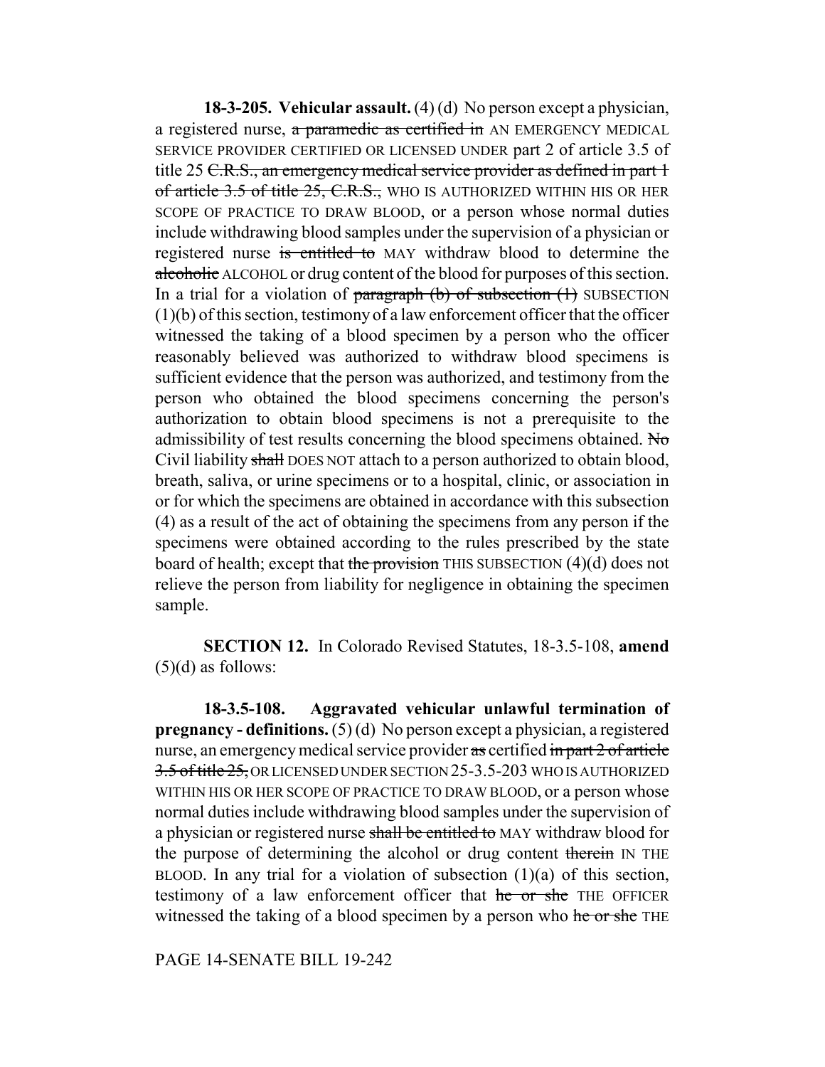**18-3-205. Vehicular assault.** (4) (d) No person except a physician, a registered nurse, ~~a paramedic as certified in~~ AN EMERGENCY MEDICAL SERVICE PROVIDER CERTIFIED OR LICENSED UNDER part 2 of article 3.5 of title 25 ~~C.R.S., an emergency medical service provider as defined in part 1 of article 3.5 of title 25, C.R.S.,~~ WHO IS AUTHORIZED WITHIN HIS OR HER SCOPE OF PRACTICE TO DRAW BLOOD, or a person whose normal duties include withdrawing blood samples under the supervision of a physician or registered nurse ~~is entitled to~~ MAY withdraw blood to determine the ~~alcoholic~~ ALCOHOL or drug content of the blood for purposes of this section. In a trial for a violation of ~~paragraph (b) of subsection (1)~~ SUBSECTION (1)(b) of this section, testimony of a law enforcement officer that the officer witnessed the taking of a blood specimen by a person who the officer reasonably believed was authorized to withdraw blood specimens is sufficient evidence that the person was authorized, and testimony from the person who obtained the blood specimens concerning the person's authorization to obtain blood specimens is not a prerequisite to the admissibility of test results concerning the blood specimens obtained. ~~No~~ Civil liability ~~shall~~ DOES NOT attach to a person authorized to obtain blood, breath, saliva, or urine specimens or to a hospital, clinic, or association in or for which the specimens are obtained in accordance with this subsection (4) as a result of the act of obtaining the specimens from any person if the specimens were obtained according to the rules prescribed by the state board of health; except that ~~the provision~~ THIS SUBSECTION (4)(d) does not relieve the person from liability for negligence in obtaining the specimen sample.

**SECTION 12.** In Colorado Revised Statutes, 18-3.5-108, **amend** (5)(d) as follows:

**18-3.5-108. Aggravated vehicular unlawful termination of pregnancy - definitions.** (5) (d) No person except a physician, a registered nurse, an emergency medical service provider ~~as~~ certified ~~in part 2 of article 3.5 of title 25,~~ OR LICENSED UNDER SECTION 25-3.5-203 WHO IS AUTHORIZED WITHIN HIS OR HER SCOPE OF PRACTICE TO DRAW BLOOD, or a person whose normal duties include withdrawing blood samples under the supervision of a physician or registered nurse ~~shall be entitled to~~ MAY withdraw blood for the purpose of determining the alcohol or drug content ~~therein~~ IN THE BLOOD. In any trial for a violation of subsection (1)(a) of this section, testimony of a law enforcement officer that ~~he or she~~ THE OFFICER witnessed the taking of a blood specimen by a person who ~~he or she~~ THE

PAGE 14-SENATE BILL 19-242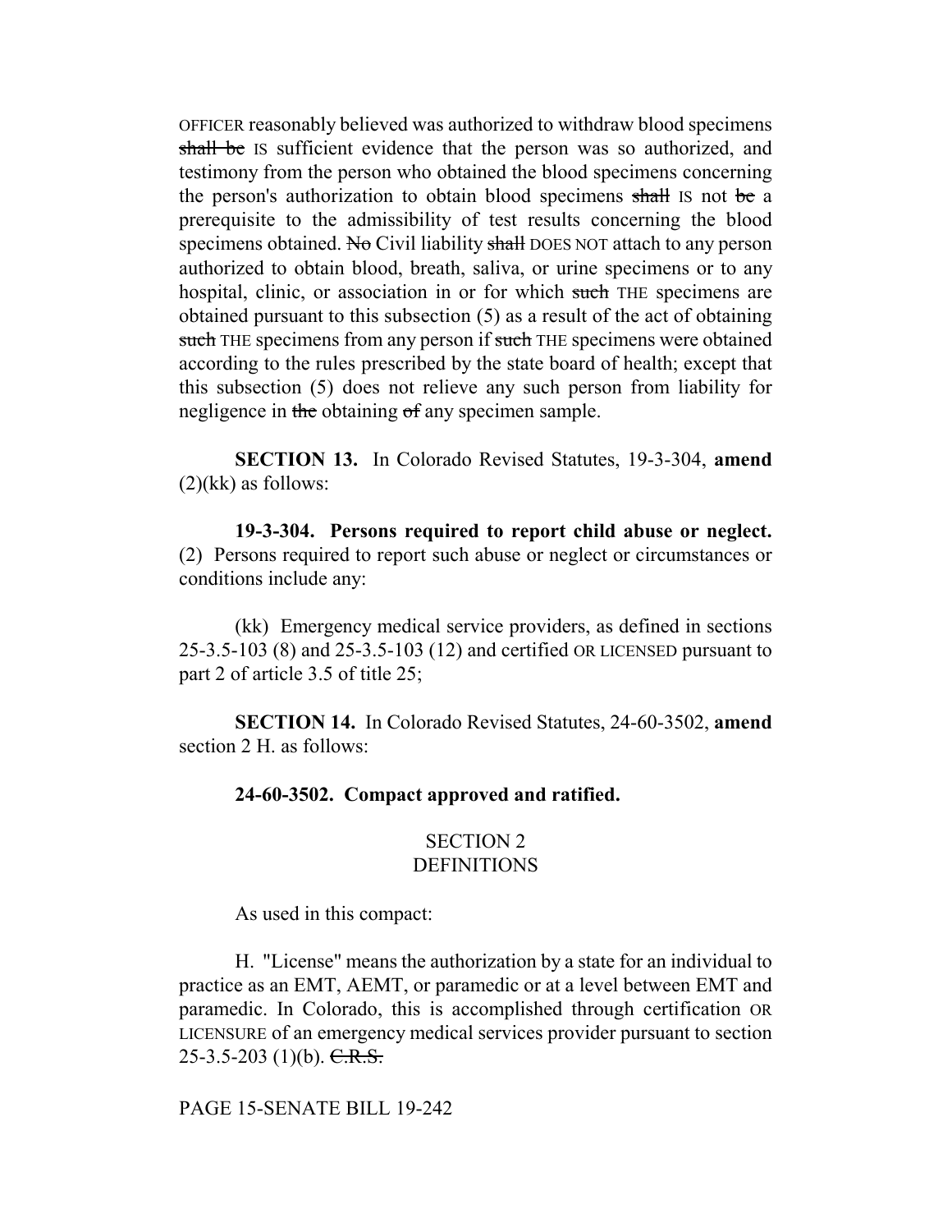OFFICER reasonably believed was authorized to withdraw blood specimens ~~shall be~~ IS sufficient evidence that the person was so authorized, and testimony from the person who obtained the blood specimens concerning the person's authorization to obtain blood specimens ~~shall~~ IS not ~~be~~ a prerequisite to the admissibility of test results concerning the blood specimens obtained. ~~No~~ Civil liability ~~shall~~ DOES NOT attach to any person authorized to obtain blood, breath, saliva, or urine specimens or to any hospital, clinic, or association in or for which ~~such~~ THE specimens are obtained pursuant to this subsection (5) as a result of the act of obtaining ~~such~~ THE specimens from any person if ~~such~~ THE specimens were obtained according to the rules prescribed by the state board of health; except that this subsection (5) does not relieve any such person from liability for negligence in ~~the~~ obtaining ~~of~~ any specimen sample.

**SECTION 13.** In Colorado Revised Statutes, 19-3-304, **amend** (2)(kk) as follows:

**19-3-304. Persons required to report child abuse or neglect.** (2) Persons required to report such abuse or neglect or circumstances or conditions include any:

(kk) Emergency medical service providers, as defined in sections 25-3.5-103 (8) and 25-3.5-103 (12) and certified OR LICENSED pursuant to part 2 of article 3.5 of title 25;

**SECTION 14.** In Colorado Revised Statutes, 24-60-3502, **amend** section 2 H. as follows:

**24-60-3502. Compact approved and ratified.**

SECTION 2
DEFINITIONS

As used in this compact:

H. "License" means the authorization by a state for an individual to practice as an EMT, AEMT, or paramedic or at a level between EMT and paramedic. In Colorado, this is accomplished through certification OR LICENSURE of an emergency medical services provider pursuant to section 25-3.5-203 (1)(b). ~~C.R.S.~~

PAGE 15-SENATE BILL 19-242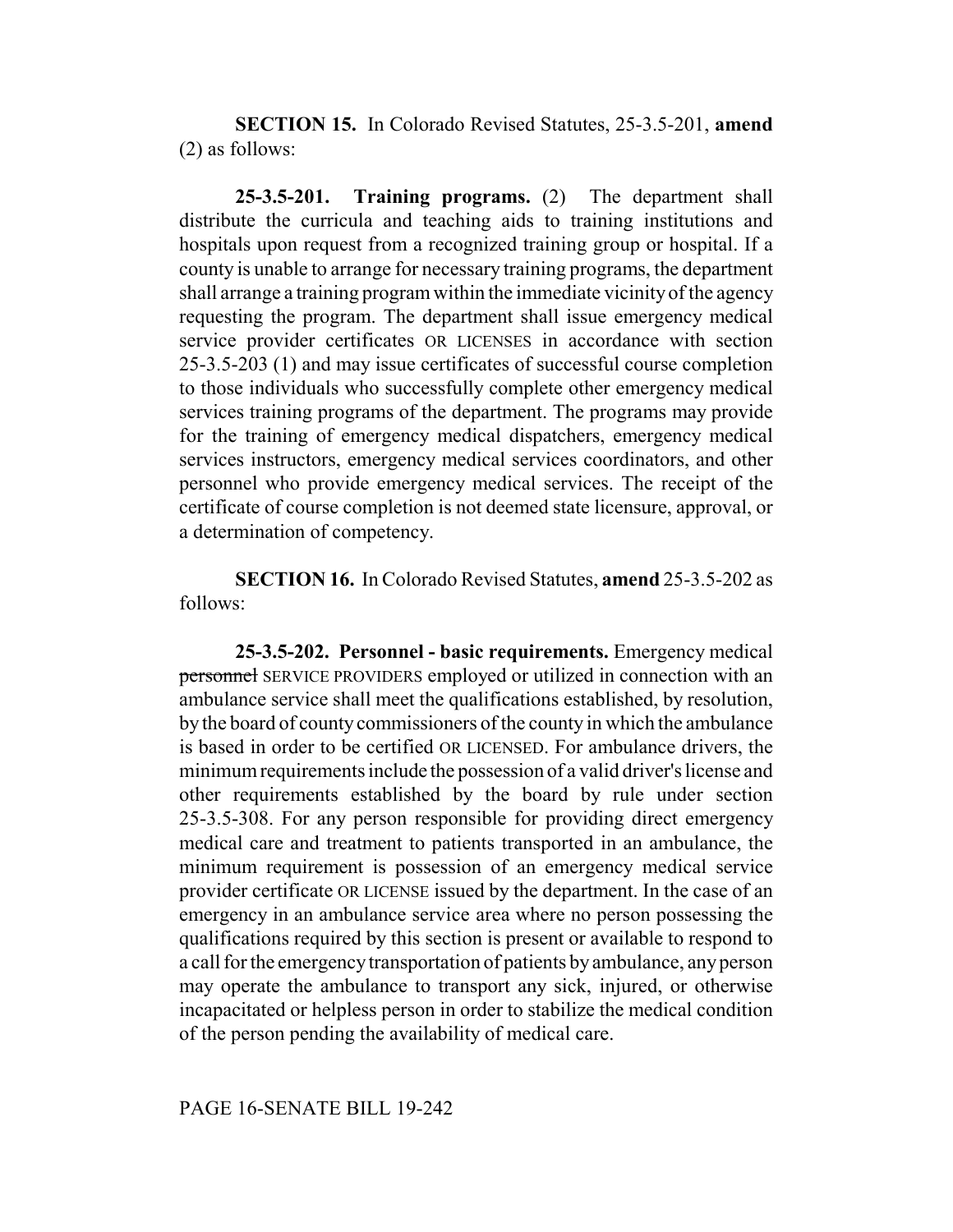**SECTION 15.** In Colorado Revised Statutes, 25-3.5-201, **amend** (2) as follows:

**25-3.5-201. Training programs.** (2) The department shall distribute the curricula and teaching aids to training institutions and hospitals upon request from a recognized training group or hospital. If a county is unable to arrange for necessary training programs, the department shall arrange a training program within the immediate vicinity of the agency requesting the program. The department shall issue emergency medical service provider certificates OR LICENSES in accordance with section 25-3.5-203 (1) and may issue certificates of successful course completion to those individuals who successfully complete other emergency medical services training programs of the department. The programs may provide for the training of emergency medical dispatchers, emergency medical services instructors, emergency medical services coordinators, and other personnel who provide emergency medical services. The receipt of the certificate of course completion is not deemed state licensure, approval, or a determination of competency.

**SECTION 16.** In Colorado Revised Statutes, **amend** 25-3.5-202 as follows:

**25-3.5-202. Personnel - basic requirements.** Emergency medical ~~personnel~~ SERVICE PROVIDERS employed or utilized in connection with an ambulance service shall meet the qualifications established, by resolution, by the board of county commissioners of the county in which the ambulance is based in order to be certified OR LICENSED. For ambulance drivers, the minimum requirements include the possession of a valid driver's license and other requirements established by the board by rule under section 25-3.5-308. For any person responsible for providing direct emergency medical care and treatment to patients transported in an ambulance, the minimum requirement is possession of an emergency medical service provider certificate OR LICENSE issued by the department. In the case of an emergency in an ambulance service area where no person possessing the qualifications required by this section is present or available to respond to a call for the emergency transportation of patients by ambulance, any person may operate the ambulance to transport any sick, injured, or otherwise incapacitated or helpless person in order to stabilize the medical condition of the person pending the availability of medical care.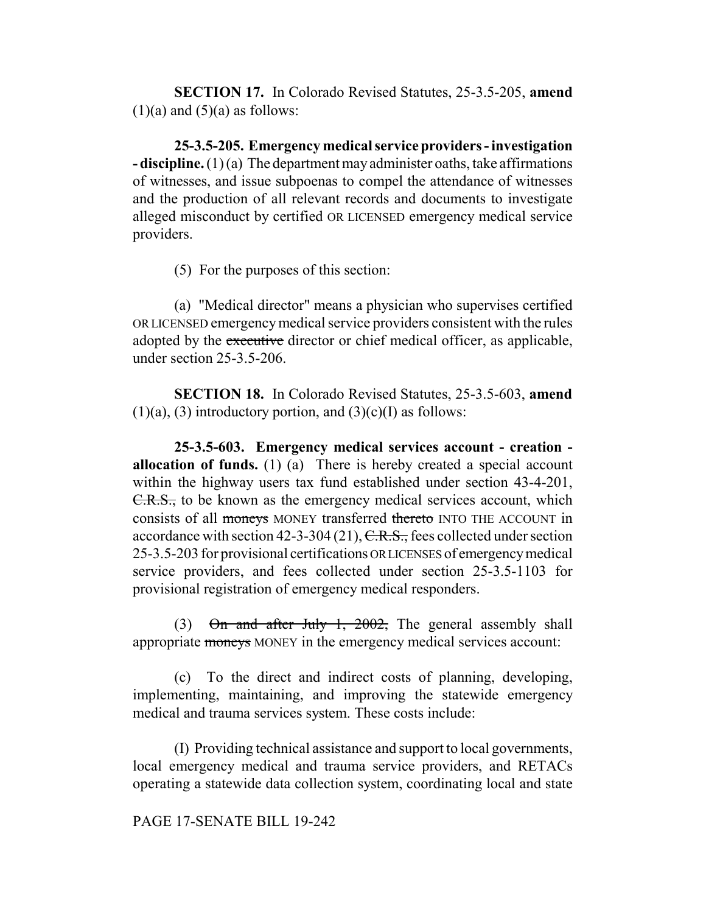**SECTION 17.** In Colorado Revised Statutes, 25-3.5-205, **amend** (1)(a) and (5)(a) as follows:

**25-3.5-205. Emergency medical service providers - investigation - discipline.** (1) (a) The department may administer oaths, take affirmations of witnesses, and issue subpoenas to compel the attendance of witnesses and the production of all relevant records and documents to investigate alleged misconduct by certified OR LICENSED emergency medical service providers.

(5) For the purposes of this section:

(a) "Medical director" means a physician who supervises certified OR LICENSED emergency medical service providers consistent with the rules adopted by the ~~executive~~ director or chief medical officer, as applicable, under section 25-3.5-206.

**SECTION 18.** In Colorado Revised Statutes, 25-3.5-603, **amend** (1)(a), (3) introductory portion, and (3)(c)(I) as follows:

**25-3.5-603. Emergency medical services account - creation - allocation of funds.** (1) (a) There is hereby created a special account within the highway users tax fund established under section 43-4-201, ~~C.R.S.,~~ to be known as the emergency medical services account, which consists of all ~~moneys~~ MONEY transferred ~~thereto~~ INTO THE ACCOUNT in accordance with section 42-3-304 (21), ~~C.R.S.,~~ fees collected under section 25-3.5-203 for provisional certifications OR LICENSES of emergency medical service providers, and fees collected under section 25-3.5-1103 for provisional registration of emergency medical responders.

(3) ~~On and after July 1, 2002,~~ The general assembly shall appropriate ~~moneys~~ MONEY in the emergency medical services account:

(c) To the direct and indirect costs of planning, developing, implementing, maintaining, and improving the statewide emergency medical and trauma services system. These costs include:

(I) Providing technical assistance and support to local governments, local emergency medical and trauma service providers, and RETACs operating a statewide data collection system, coordinating local and state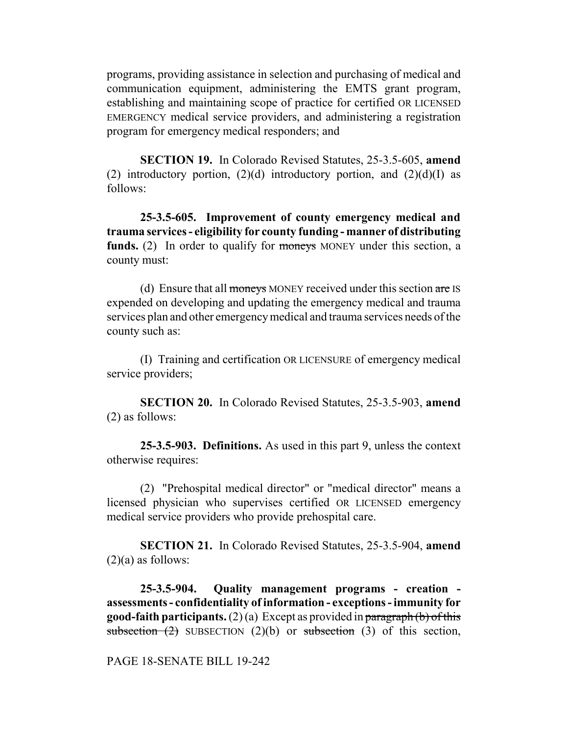programs, providing assistance in selection and purchasing of medical and communication equipment, administering the EMTS grant program, establishing and maintaining scope of practice for certified OR LICENSED EMERGENCY medical service providers, and administering a registration program for emergency medical responders; and

**SECTION 19.** In Colorado Revised Statutes, 25-3.5-605, **amend** (2) introductory portion, (2)(d) introductory portion, and (2)(d)(I) as follows:

**25-3.5-605. Improvement of county emergency medical and trauma services - eligibility for county funding - manner of distributing funds.** (2) In order to qualify for ~~moneys~~ MONEY under this section, a county must:

(d) Ensure that all ~~moneys~~ MONEY received under this section ~~are~~ IS expended on developing and updating the emergency medical and trauma services plan and other emergency medical and trauma services needs of the county such as:

(I) Training and certification OR LICENSURE of emergency medical service providers;

**SECTION 20.** In Colorado Revised Statutes, 25-3.5-903, **amend** (2) as follows:

**25-3.5-903. Definitions.** As used in this part 9, unless the context otherwise requires:

(2) "Prehospital medical director" or "medical director" means a licensed physician who supervises certified OR LICENSED emergency medical service providers who provide prehospital care.

**SECTION 21.** In Colorado Revised Statutes, 25-3.5-904, **amend** (2)(a) as follows:

**25-3.5-904. Quality management programs - creation - assessments - confidentiality of information - exceptions - immunity for good-faith participants.** (2) (a) Except as provided in ~~paragraph (b) of this subsection (2)~~ SUBSECTION (2)(b) or ~~subsection~~ (3) of this section,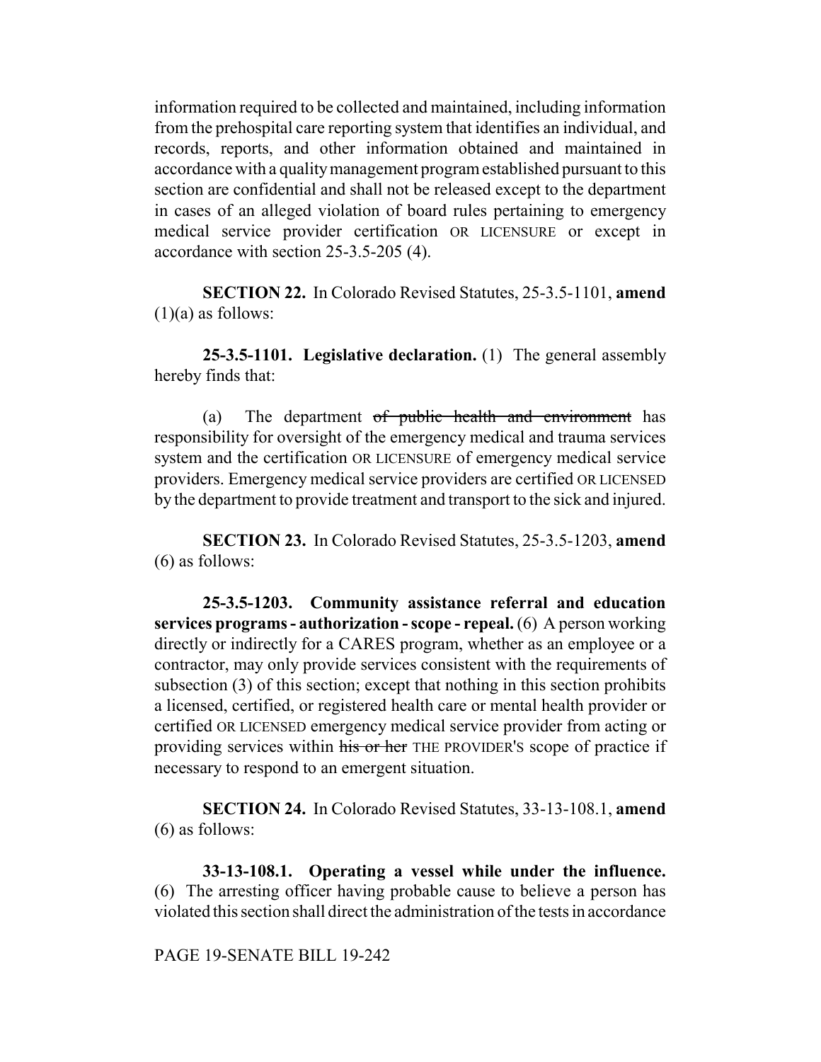information required to be collected and maintained, including information from the prehospital care reporting system that identifies an individual, and records, reports, and other information obtained and maintained in accordance with a quality management program established pursuant to this section are confidential and shall not be released except to the department in cases of an alleged violation of board rules pertaining to emergency medical service provider certification OR LICENSURE or except in accordance with section 25-3.5-205 (4).

**SECTION 22.** In Colorado Revised Statutes, 25-3.5-1101, **amend** (1)(a) as follows:

**25-3.5-1101. Legislative declaration.** (1) The general assembly hereby finds that:

(a) The department ~~of public health and environment~~ has responsibility for oversight of the emergency medical and trauma services system and the certification OR LICENSURE of emergency medical service providers. Emergency medical service providers are certified OR LICENSED by the department to provide treatment and transport to the sick and injured.

**SECTION 23.** In Colorado Revised Statutes, 25-3.5-1203, **amend** (6) as follows:

**25-3.5-1203. Community assistance referral and education services programs - authorization - scope - repeal.** (6) A person working directly or indirectly for a CARES program, whether as an employee or a contractor, may only provide services consistent with the requirements of subsection (3) of this section; except that nothing in this section prohibits a licensed, certified, or registered health care or mental health provider or certified OR LICENSED emergency medical service provider from acting or providing services within ~~his or her~~ THE PROVIDER'S scope of practice if necessary to respond to an emergent situation.

**SECTION 24.** In Colorado Revised Statutes, 33-13-108.1, **amend** (6) as follows:

**33-13-108.1. Operating a vessel while under the influence.** (6) The arresting officer having probable cause to believe a person has violated this section shall direct the administration of the tests in accordance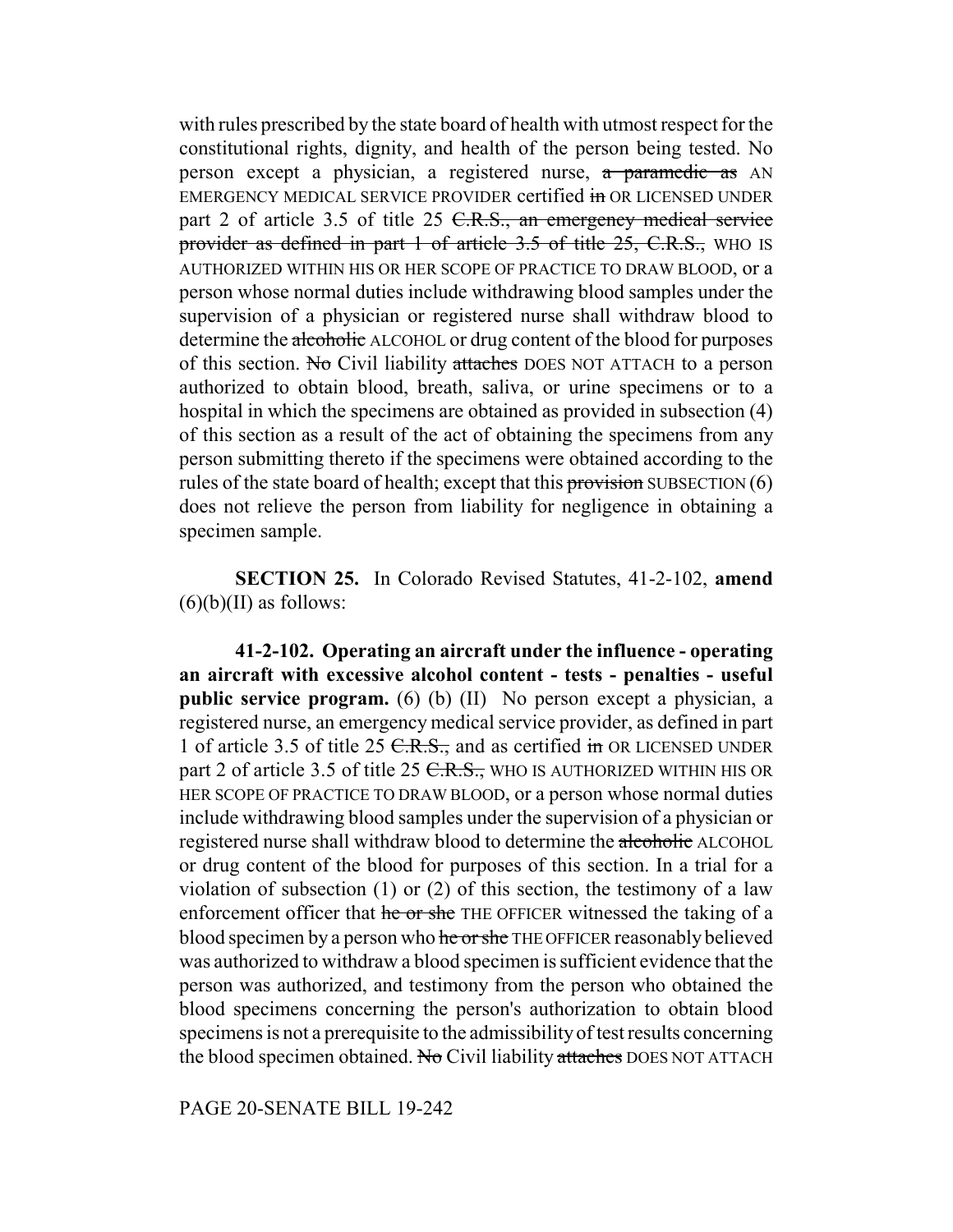with rules prescribed by the state board of health with utmost respect for the constitutional rights, dignity, and health of the person being tested. No person except a physician, a registered nurse, ~~a paramedic as~~ AN EMERGENCY MEDICAL SERVICE PROVIDER certified ~~in~~ OR LICENSED UNDER part 2 of article 3.5 of title 25 ~~C.R.S., an emergency medical service provider as defined in part 1 of article 3.5 of title 25, C.R.S.,~~ WHO IS AUTHORIZED WITHIN HIS OR HER SCOPE OF PRACTICE TO DRAW BLOOD, or a person whose normal duties include withdrawing blood samples under the supervision of a physician or registered nurse shall withdraw blood to determine the ~~alcoholic~~ ALCOHOL or drug content of the blood for purposes of this section. ~~No~~ Civil liability ~~attaches~~ DOES NOT ATTACH to a person authorized to obtain blood, breath, saliva, or urine specimens or to a hospital in which the specimens are obtained as provided in subsection (4) of this section as a result of the act of obtaining the specimens from any person submitting thereto if the specimens were obtained according to the rules of the state board of health; except that this ~~provision~~ SUBSECTION (6) does not relieve the person from liability for negligence in obtaining a specimen sample.

**SECTION 25.** In Colorado Revised Statutes, 41-2-102, **amend** (6)(b)(II) as follows:

**41-2-102. Operating an aircraft under the influence - operating an aircraft with excessive alcohol content - tests - penalties - useful public service program.** (6) (b) (II) No person except a physician, a registered nurse, an emergency medical service provider, as defined in part 1 of article 3.5 of title 25 ~~C.R.S.,~~ and as certified ~~in~~ OR LICENSED UNDER part 2 of article 3.5 of title 25 ~~C.R.S.,~~ WHO IS AUTHORIZED WITHIN HIS OR HER SCOPE OF PRACTICE TO DRAW BLOOD, or a person whose normal duties include withdrawing blood samples under the supervision of a physician or registered nurse shall withdraw blood to determine the ~~alcoholic~~ ALCOHOL or drug content of the blood for purposes of this section. In a trial for a violation of subsection (1) or (2) of this section, the testimony of a law enforcement officer that ~~he or she~~ THE OFFICER witnessed the taking of a blood specimen by a person who ~~he or she~~ THE OFFICER reasonably believed was authorized to withdraw a blood specimen is sufficient evidence that the person was authorized, and testimony from the person who obtained the blood specimens concerning the person's authorization to obtain blood specimens is not a prerequisite to the admissibility of test results concerning the blood specimen obtained. ~~No~~ Civil liability ~~attaches~~ DOES NOT ATTACH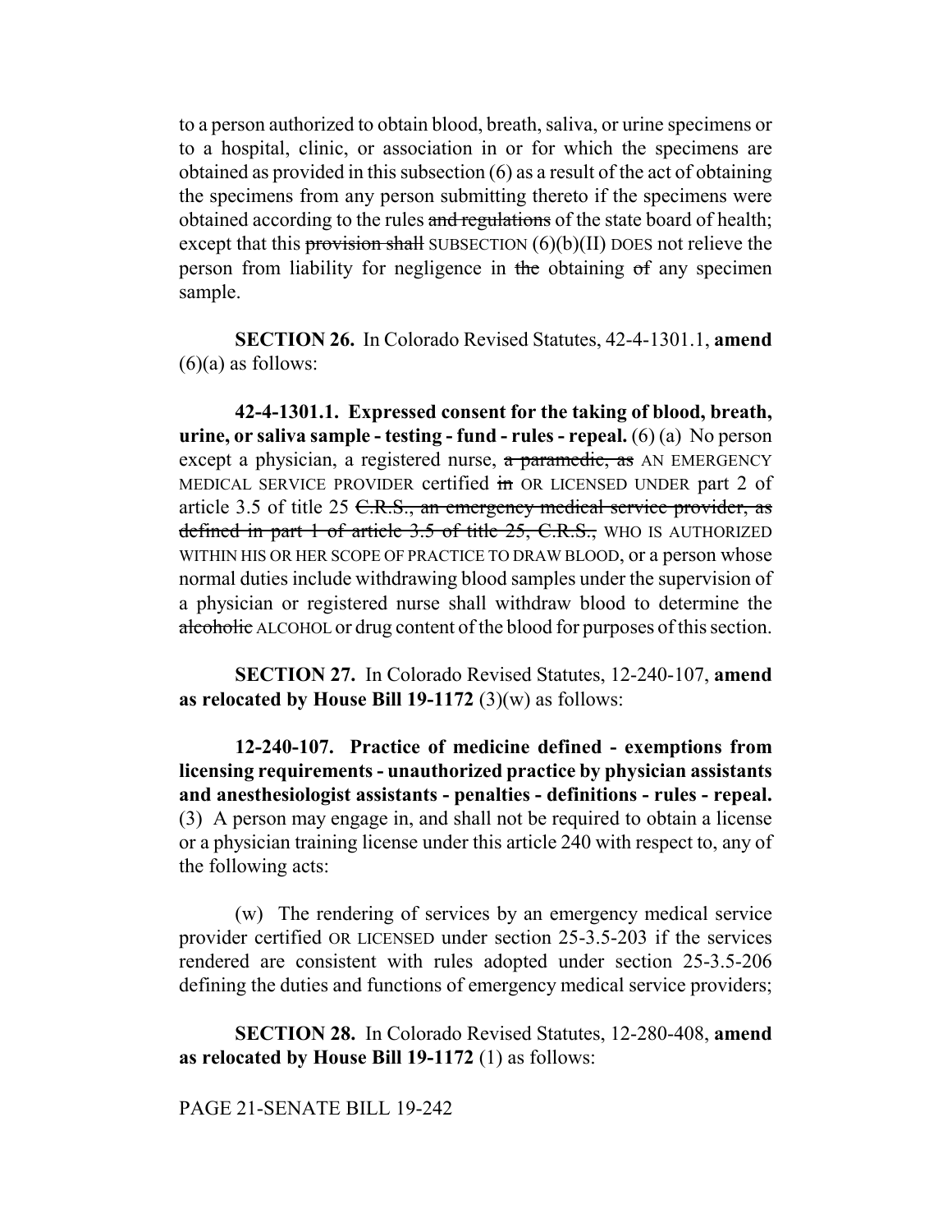to a person authorized to obtain blood, breath, saliva, or urine specimens or to a hospital, clinic, or association in or for which the specimens are obtained as provided in this subsection (6) as a result of the act of obtaining the specimens from any person submitting thereto if the specimens were obtained according to the rules ~~and regulations~~ of the state board of health; except that this ~~provision shall~~ SUBSECTION (6)(b)(II) DOES not relieve the person from liability for negligence in ~~the~~ obtaining ~~of~~ any specimen sample.

**SECTION 26.** In Colorado Revised Statutes, 42-4-1301.1, **amend** (6)(a) as follows:

**42-4-1301.1. Expressed consent for the taking of blood, breath, urine, or saliva sample - testing - fund - rules - repeal.** (6) (a) No person except a physician, a registered nurse, ~~a paramedic, as~~ AN EMERGENCY MEDICAL SERVICE PROVIDER certified ~~in~~ OR LICENSED UNDER part 2 of article 3.5 of title 25 ~~C.R.S., an emergency medical service provider, as defined in part 1 of article 3.5 of title 25, C.R.S.,~~ WHO IS AUTHORIZED WITHIN HIS OR HER SCOPE OF PRACTICE TO DRAW BLOOD, or a person whose normal duties include withdrawing blood samples under the supervision of a physician or registered nurse shall withdraw blood to determine the ~~alcoholic~~ ALCOHOL or drug content of the blood for purposes of this section.

**SECTION 27.** In Colorado Revised Statutes, 12-240-107, **amend as relocated by House Bill 19-1172** (3)(w) as follows:

**12-240-107. Practice of medicine defined - exemptions from licensing requirements - unauthorized practice by physician assistants and anesthesiologist assistants - penalties - definitions - rules - repeal.** (3) A person may engage in, and shall not be required to obtain a license or a physician training license under this article 240 with respect to, any of the following acts:

(w) The rendering of services by an emergency medical service provider certified OR LICENSED under section 25-3.5-203 if the services rendered are consistent with rules adopted under section 25-3.5-206 defining the duties and functions of emergency medical service providers;

**SECTION 28.** In Colorado Revised Statutes, 12-280-408, **amend as relocated by House Bill 19-1172** (1) as follows: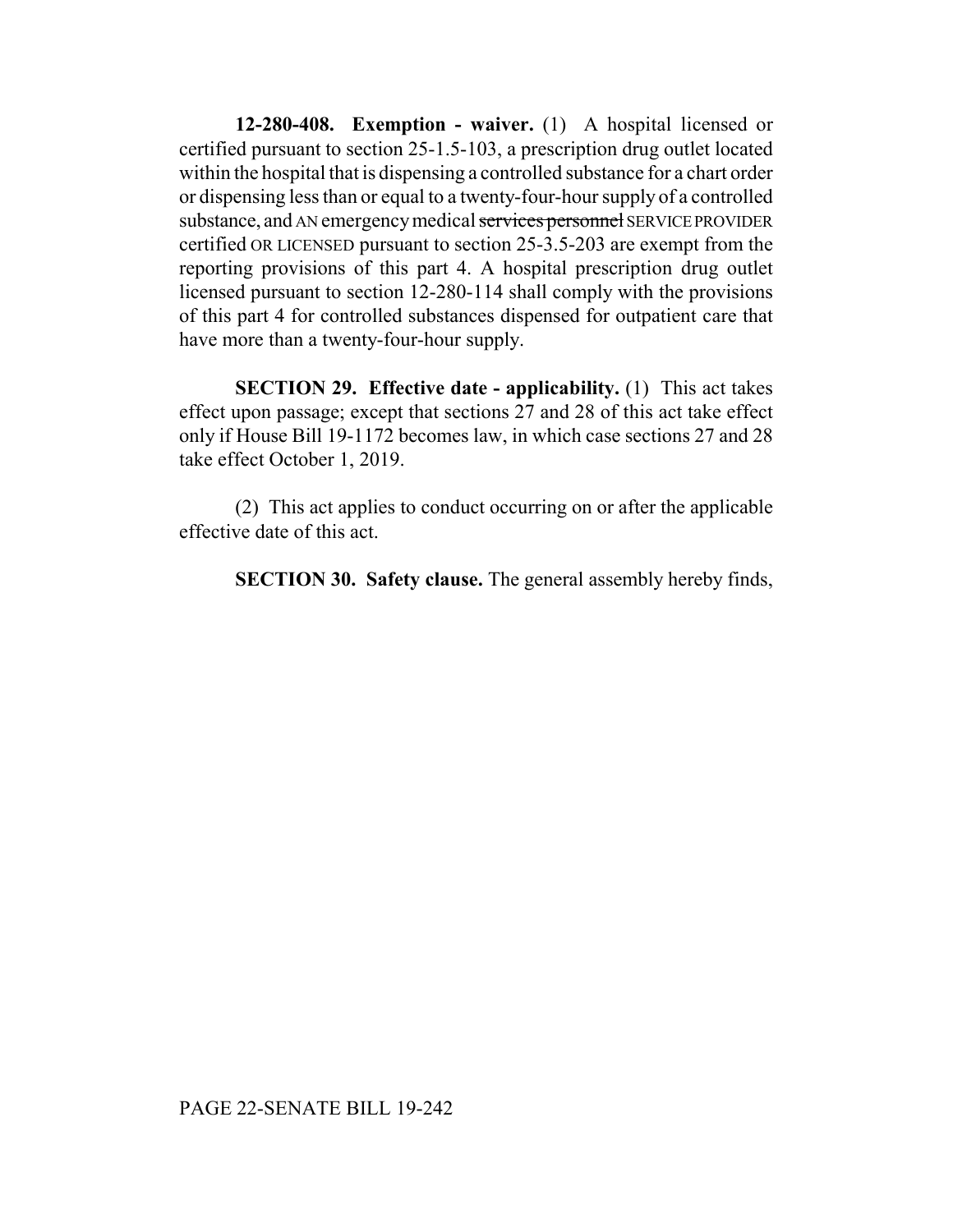**12-280-408. Exemption - waiver.** (1) A hospital licensed or certified pursuant to section 25-1.5-103, a prescription drug outlet located within the hospital that is dispensing a controlled substance for a chart order or dispensing less than or equal to a twenty-four-hour supply of a controlled substance, and AN emergency medical ~~services personnel~~ SERVICE PROVIDER certified OR LICENSED pursuant to section 25-3.5-203 are exempt from the reporting provisions of this part 4. A hospital prescription drug outlet licensed pursuant to section 12-280-114 shall comply with the provisions of this part 4 for controlled substances dispensed for outpatient care that have more than a twenty-four-hour supply.

**SECTION 29. Effective date - applicability.** (1) This act takes effect upon passage; except that sections 27 and 28 of this act take effect only if House Bill 19-1172 becomes law, in which case sections 27 and 28 take effect October 1, 2019.

(2) This act applies to conduct occurring on or after the applicable effective date of this act.

**SECTION 30. Safety clause.** The general assembly hereby finds,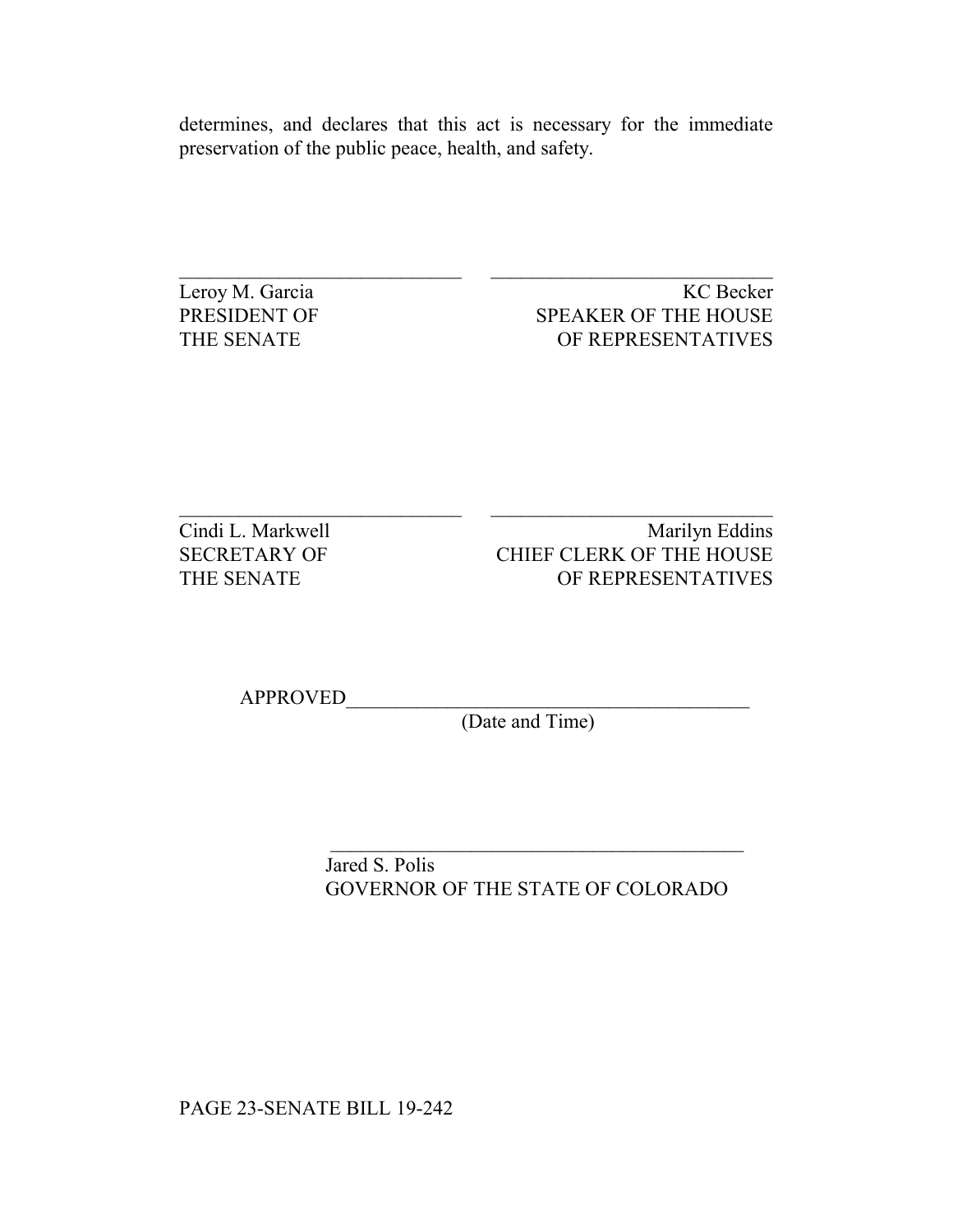determines, and declares that this act is necessary for the immediate preservation of the public peace, health, and safety.

____________________________ ____________________________
Leroy M. Garcia
PRESIDENT OF
THE SENATE

KC Becker
SPEAKER OF THE HOUSE
OF REPRESENTATIVES

____________________________ ____________________________
Cindi L. Markwell
SECRETARY OF
THE SENATE

Marilyn Eddins
CHIEF CLERK OF THE HOUSE
OF REPRESENTATIVES

APPROVED________________________________________
(Date and Time)

_________________________________________
Jared S. Polis
GOVERNOR OF THE STATE OF COLORADO

PAGE 23-SENATE BILL 19-242